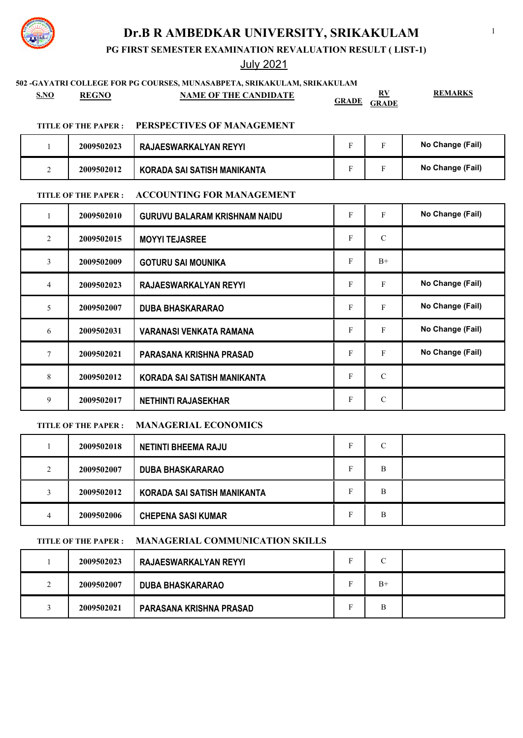# Dr.B R AMBEDKAR UNIVERSITY, SRIKAKULAM

## PG FIRST SEMESTER EXAMINATION REVALUATION RESULT ( LIST-1)

July 2021

**502 -GAYATRI COLLEGE FOR PG COURSES, MUNASABPETA, SRIKAKULAM, SRIKAKULAM**

**TITLE OF THE PAPER : PERSPECTIVES OF MANAGEMENT**

| S.NO | REGNO | NAME OF THE CANDIDATE | GRADE | RV GRADE | REMARKS |
|---|---|---|---|---|---|
| 1 | 2009502023 | RAJAESWARKALYAN REYYI | F | F | No Change (Fail) |
| 2 | 2009502012 | KORADA SAI SATISH MANIKANTA | F | F | No Change (Fail) |

**TITLE OF THE PAPER : ACCOUNTING FOR MANAGEMENT**

| S.NO | REGNO | NAME OF THE CANDIDATE | GRADE | RV GRADE | REMARKS |
|---|---|---|---|---|---|
| 1 | 2009502010 | GURUVU BALARAM KRISHNAM NAIDU | F | F | No Change (Fail) |
| 2 | 2009502015 | MOYYI TEJASREE | F | C | |
| 3 | 2009502009 | GOTURU SAI MOUNIKA | F | B+ | |
| 4 | 2009502023 | RAJAESWARKALYAN REYYI | F | F | No Change (Fail) |
| 5 | 2009502007 | DUBA BHASKARARAO | F | F | No Change (Fail) |
| 6 | 2009502031 | VARANASI VENKATA RAMANA | F | F | No Change (Fail) |
| 7 | 2009502021 | PARASANA KRISHNA PRASAD | F | F | No Change (Fail) |
| 8 | 2009502012 | KORADA SAI SATISH MANIKANTA | F | C | |
| 9 | 2009502017 | NETHINTI RAJASEKHAR | F | C | |

**TITLE OF THE PAPER : MANAGERIAL ECONOMICS**

| S.NO | REGNO | NAME OF THE CANDIDATE | GRADE | RV GRADE | REMARKS |
|---|---|---|---|---|---|
| 1 | 2009502018 | NETINTI BHEEMA RAJU | F | C | |
| 2 | 2009502007 | DUBA BHASKARARAO | F | B | |
| 3 | 2009502012 | KORADA SAI SATISH MANIKANTA | F | B | |
| 4 | 2009502006 | CHEPENA SASI KUMAR | F | B | |

**TITLE OF THE PAPER : MANAGERIAL COMMUNICATION SKILLS**

| S.NO | REGNO | NAME OF THE CANDIDATE | GRADE | RV GRADE | REMARKS |
|---|---|---|---|---|---|
| 1 | 2009502023 | RAJAESWARKALYAN REYYI | F | C | |
| 2 | 2009502007 | DUBA BHASKARARAO | F | B+ | |
| 3 | 2009502021 | PARASANA KRISHNA PRASAD | F | B | |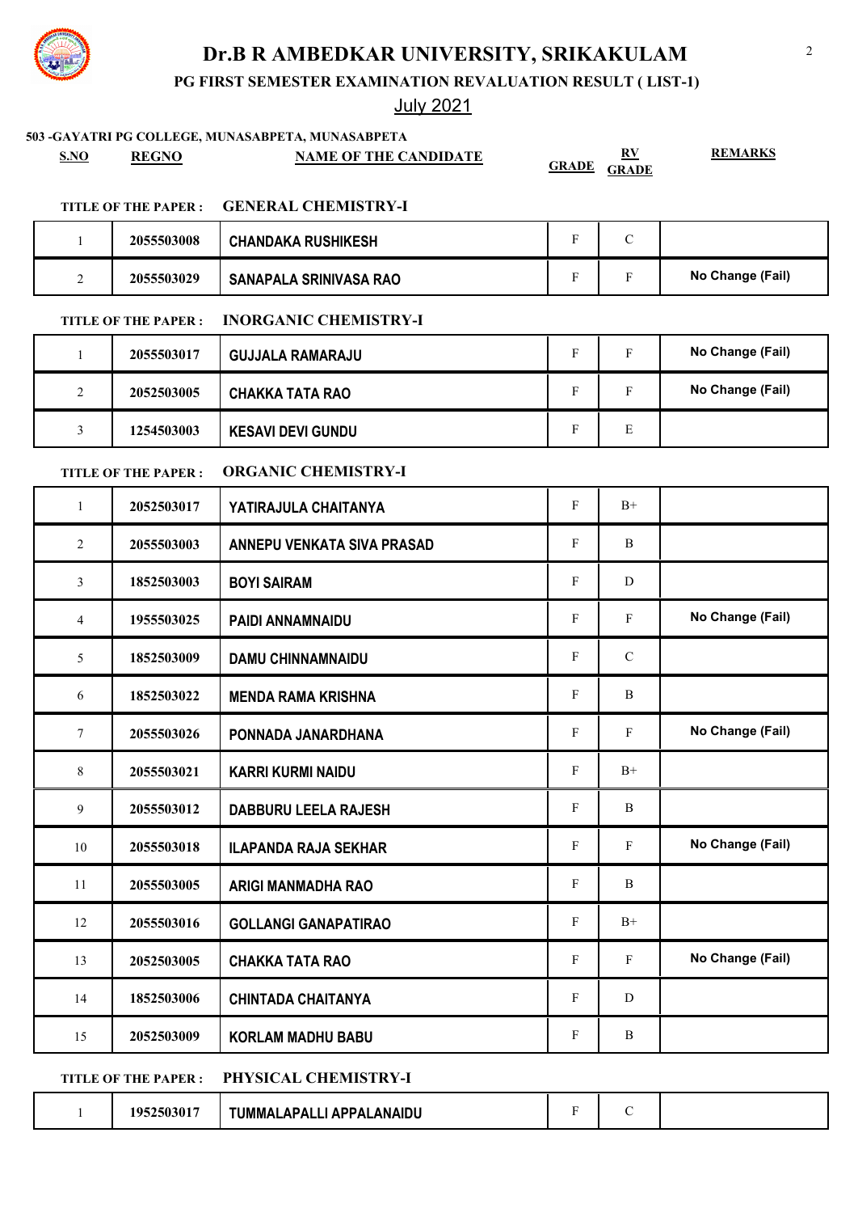# Dr.B R AMBEDKAR UNIVERSITY, SRIKAKULAM

## PG FIRST SEMESTER EXAMINATION REVALUATION RESULT ( LIST-1)

July 2021

**503 -GAYATRI PG COLLEGE, MUNASABPETA, MUNASABPETA**

**TITLE OF THE PAPER : GENERAL CHEMISTRY-I**

| S.NO | REGNO | NAME OF THE CANDIDATE | GRADE | RV GRADE | REMARKS |
|---|---|---|---|---|---|
| 1 | 2055503008 | CHANDAKA RUSHIKESH | F | C | |
| 2 | 2055503029 | SANAPALA SRINIVASA RAO | F | F | No Change (Fail) |

**TITLE OF THE PAPER : INORGANIC CHEMISTRY-I**

| S.NO | REGNO | NAME OF THE CANDIDATE | GRADE | RV GRADE | REMARKS |
|---|---|---|---|---|---|
| 1 | 2055503017 | GUJJALA RAMARAJU | F | F | No Change (Fail) |
| 2 | 2052503005 | CHAKKA TATA RAO | F | F | No Change (Fail) |
| 3 | 1254503003 | KESAVI DEVI GUNDU | F | E | |

**TITLE OF THE PAPER : ORGANIC CHEMISTRY-I**

| S.NO | REGNO | NAME OF THE CANDIDATE | GRADE | RV GRADE | REMARKS |
|---|---|---|---|---|---|
| 1 | 2052503017 | YATIRAJULA CHAITANYA | F | B+ | |
| 2 | 2055503003 | ANNEPU VENKATA SIVA PRASAD | F | B | |
| 3 | 1852503003 | BOYI SAIRAM | F | D | |
| 4 | 1955503025 | PAIDI ANNAMNAIDU | F | F | No Change (Fail) |
| 5 | 1852503009 | DAMU CHINNAMNAIDU | F | C | |
| 6 | 1852503022 | MENDA RAMA KRISHNA | F | B | |
| 7 | 2055503026 | PONNADA JANARDHANA | F | F | No Change (Fail) |
| 8 | 2055503021 | KARRI KURMI NAIDU | F | B+ | |
| 9 | 2055503012 | DABBURU LEELA RAJESH | F | B | |
| 10 | 2055503018 | ILAPANDA RAJA SEKHAR | F | F | No Change (Fail) |
| 11 | 2055503005 | ARIGI MANMADHA RAO | F | B | |
| 12 | 2055503016 | GOLLANGI GANAPATIRAO | F | B+ | |
| 13 | 2052503005 | CHAKKA TATA RAO | F | F | No Change (Fail) |
| 14 | 1852503006 | CHINTADA CHAITANYA | F | D | |
| 15 | 2052503009 | KORLAM MADHU BABU | F | B | |

**TITLE OF THE PAPER : PHYSICAL CHEMISTRY-I**

| S.NO | REGNO | NAME OF THE CANDIDATE | GRADE | RV GRADE | REMARKS |
|---|---|---|---|---|---|
| 1 | 1952503017 | TUMMALAPALLI APPALANAIDU | F | C | |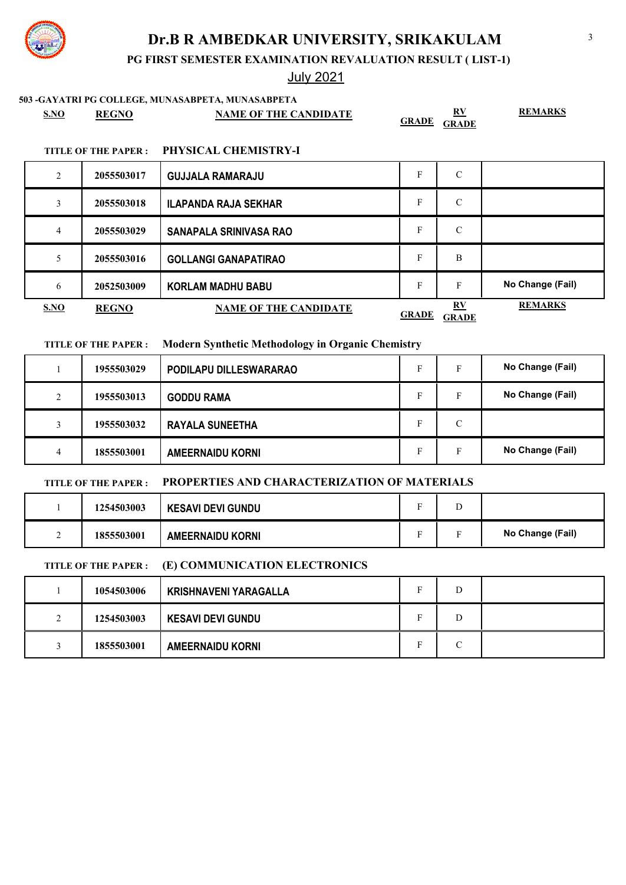# Dr.B R AMBEDKAR UNIVERSITY, SRIKAKULAM

## PG FIRST SEMESTER EXAMINATION REVALUATION RESULT ( LIST-1)

July 2021

**503 -GAYATRI PG COLLEGE, MUNASABPETA, MUNASABPETA**

**TITLE OF THE PAPER : PHYSICAL CHEMISTRY-I**

| S.NO | REGNO | NAME OF THE CANDIDATE | GRADE | RV GRADE | REMARKS |
|---|---|---|---|---|---|
| 2 | 2055503017 | GUJJALA RAMARAJU | F | C | |
| 3 | 2055503018 | ILAPANDA RAJA SEKHAR | F | C | |
| 4 | 2055503029 | SANAPALA SRINIVASA RAO | F | C | |
| 5 | 2055503016 | GOLLANGI GANAPATIRAO | F | B | |
| 6 | 2052503009 | KORLAM MADHU BABU | F | F | No Change (Fail) |

**TITLE OF THE PAPER : Modern Synthetic Methodology in Organic Chemistry**

| S.NO | REGNO | NAME OF THE CANDIDATE | GRADE | RV GRADE | REMARKS |
|---|---|---|---|---|---|
| 1 | 1955503029 | PODILAPU DILLESWARARAO | F | F | No Change (Fail) |
| 2 | 1955503013 | GODDU RAMA | F | F | No Change (Fail) |
| 3 | 1955503032 | RAYALA SUNEETHA | F | C | |
| 4 | 1855503001 | AMEERNAIDU KORNI | F | F | No Change (Fail) |

**TITLE OF THE PAPER : PROPERTIES AND CHARACTERIZATION OF MATERIALS**

| S.NO | REGNO | NAME OF THE CANDIDATE | GRADE | RV GRADE | REMARKS |
|---|---|---|---|---|---|
| 1 | 1254503003 | KESAVI DEVI GUNDU | F | D | |
| 2 | 1855503001 | AMEERNAIDU KORNI | F | F | No Change (Fail) |

**TITLE OF THE PAPER : (E) COMMUNICATION ELECTRONICS**

| S.NO | REGNO | NAME OF THE CANDIDATE | GRADE | RV GRADE | REMARKS |
|---|---|---|---|---|---|
| 1 | 1054503006 | KRISHNAVENI YARAGALLA | F | D | |
| 2 | 1254503003 | KESAVI DEVI GUNDU | F | D | |
| 3 | 1855503001 | AMEERNAIDU KORNI | F | C | |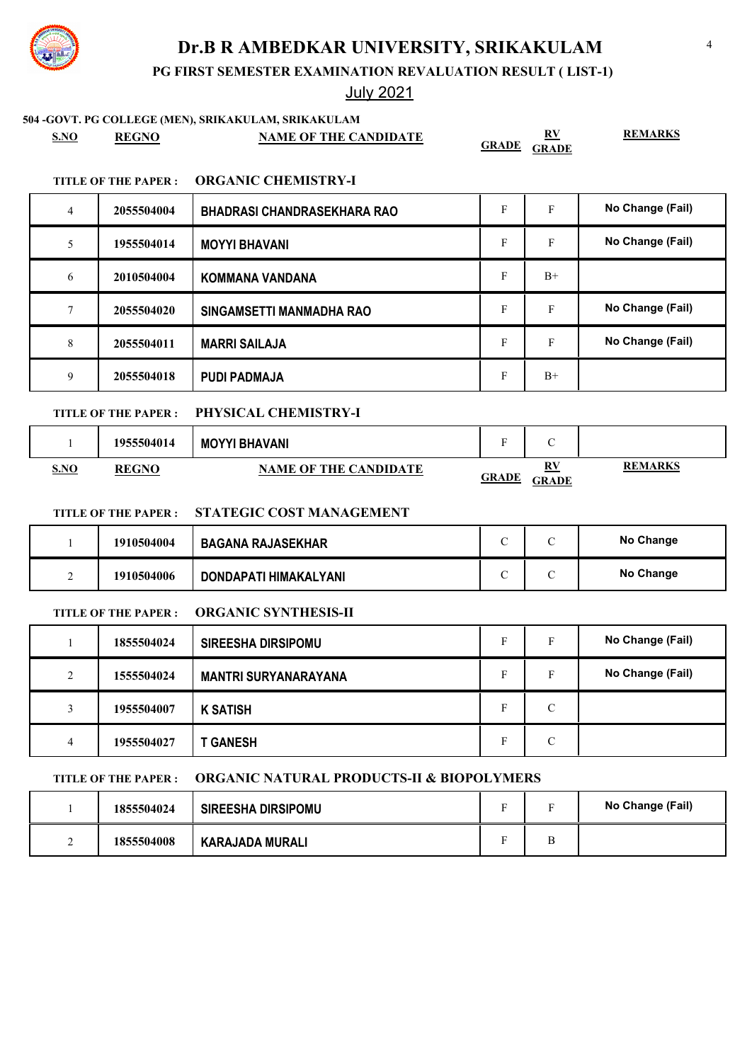# Dr.B R AMBEDKAR UNIVERSITY, SRIKAKULAM

## PG FIRST SEMESTER EXAMINATION REVALUATION RESULT ( LIST-1)

July 2021

**504 -GOVT. PG COLLEGE (MEN), SRIKAKULAM, SRIKAKULAM**

**TITLE OF THE PAPER : ORGANIC CHEMISTRY-I**

| S.NO | REGNO | NAME OF THE CANDIDATE | GRADE | RV GRADE | REMARKS |
|---|---|---|---|---|---|
| 4 | 2055504004 | BHADRASI CHANDRASEKHARA RAO | F | F | No Change (Fail) |
| 5 | 1955504014 | MOYYI BHAVANI | F | F | No Change (Fail) |
| 6 | 2010504004 | KOMMANA VANDANA | F | B+ | |
| 7 | 2055504020 | SINGAMSETTI MANMADHA RAO | F | F | No Change (Fail) |
| 8 | 2055504011 | MARRI SAILAJA | F | F | No Change (Fail) |
| 9 | 2055504018 | PUDI PADMAJA | F | B+ | |

**TITLE OF THE PAPER : PHYSICAL CHEMISTRY-I**

| S.NO | REGNO | NAME OF THE CANDIDATE | GRADE | RV GRADE | REMARKS |
|---|---|---|---|---|---|
| 1 | 1955504014 | MOYYI BHAVANI | F | C | |

**TITLE OF THE PAPER : STATEGIC COST MANAGEMENT**

| S.NO | REGNO | NAME OF THE CANDIDATE | GRADE | RV GRADE | REMARKS |
|---|---|---|---|---|---|
| 1 | 1910504004 | BAGANA RAJASEKHAR | C | C | No Change |
| 2 | 1910504006 | DONDAPATI HIMAKALYANI | C | C | No Change |

**TITLE OF THE PAPER : ORGANIC SYNTHESIS-II**

| S.NO | REGNO | NAME OF THE CANDIDATE | GRADE | RV GRADE | REMARKS |
|---|---|---|---|---|---|
| 1 | 1855504024 | SIREESHA DIRSIPOMU | F | F | No Change (Fail) |
| 2 | 1555504024 | MANTRI SURYANARAYANA | F | F | No Change (Fail) |
| 3 | 1955504007 | K SATISH | F | C | |
| 4 | 1955504027 | T GANESH | F | C | |

**TITLE OF THE PAPER : ORGANIC NATURAL PRODUCTS-II & BIOPOLYMERS**

| S.NO | REGNO | NAME OF THE CANDIDATE | GRADE | RV GRADE | REMARKS |
|---|---|---|---|---|---|
| 1 | 1855504024 | SIREESHA DIRSIPOMU | F | F | No Change (Fail) |
| 2 | 1855504008 | KARAJADA MURALI | F | B | |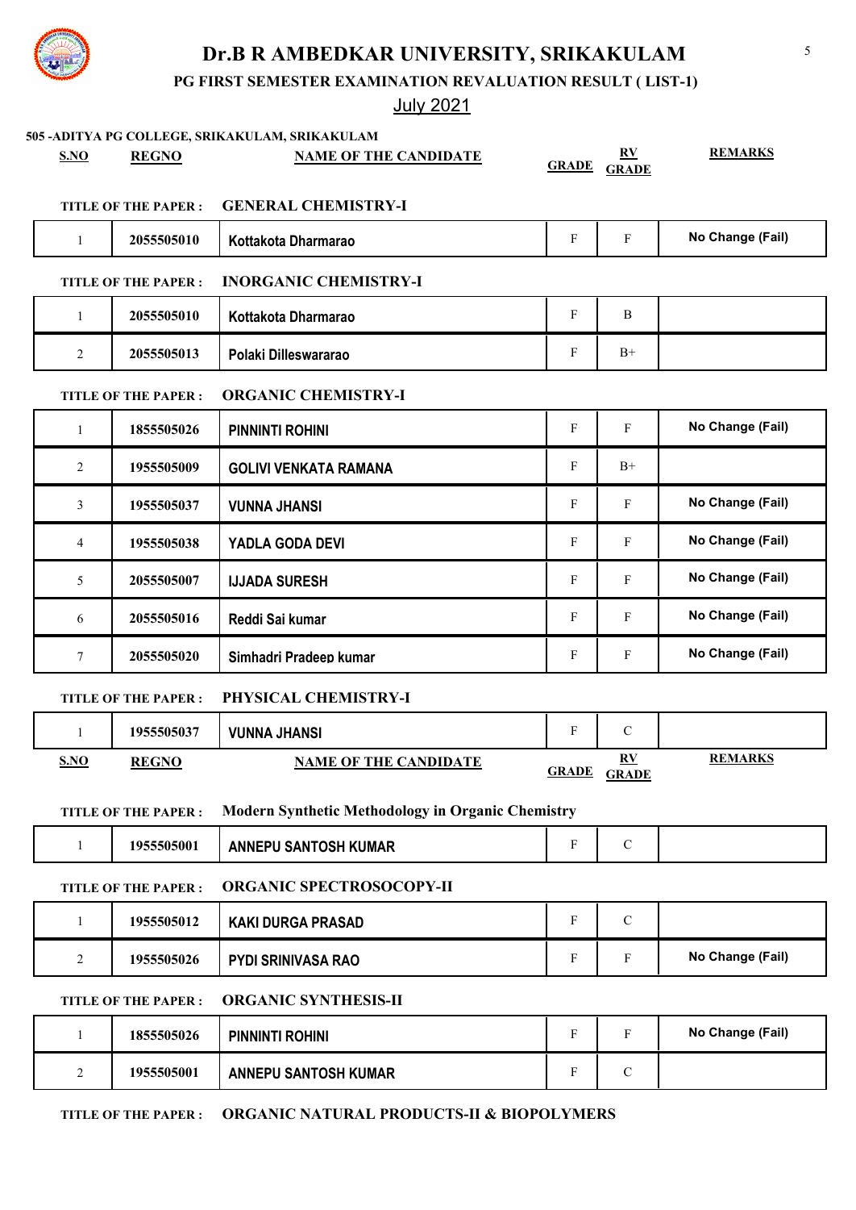# Dr.B R AMBEDKAR UNIVERSITY, SRIKAKULAM

## PG FIRST SEMESTER EXAMINATION REVALUATION RESULT ( LIST-1)

July 2021

**505 -ADITYA PG COLLEGE, SRIKAKULAM, SRIKAKULAM**

**TITLE OF THE PAPER : GENERAL CHEMISTRY-I**

| S.NO | REGNO | NAME OF THE CANDIDATE | GRADE | RV GRADE | REMARKS |
|---|---|---|---|---|---|
| 1 | 2055505010 | Kottakota Dharmarao | F | F | No Change (Fail) |

**TITLE OF THE PAPER : INORGANIC CHEMISTRY-I**

| S.NO | REGNO | NAME OF THE CANDIDATE | GRADE | RV GRADE | REMARKS |
|---|---|---|---|---|---|
| 1 | 2055505010 | Kottakota Dharmarao | F | B | |
| 2 | 2055505013 | Polaki Dilleswararao | F | B+ | |

**TITLE OF THE PAPER : ORGANIC CHEMISTRY-I**

| S.NO | REGNO | NAME OF THE CANDIDATE | GRADE | RV GRADE | REMARKS |
|---|---|---|---|---|---|
| 1 | 1855505026 | PINNINTI ROHINI | F | F | No Change (Fail) |
| 2 | 1955505009 | GOLIVI VENKATA RAMANA | F | B+ | |
| 3 | 1955505037 | VUNNA JHANSI | F | F | No Change (Fail) |
| 4 | 1955505038 | YADLA GODA DEVI | F | F | No Change (Fail) |
| 5 | 2055505007 | IJJADA SURESH | F | F | No Change (Fail) |
| 6 | 2055505016 | Reddi Sai kumar | F | F | No Change (Fail) |
| 7 | 2055505020 | Simhadri Pradeep kumar | F | F | No Change (Fail) |

**TITLE OF THE PAPER : PHYSICAL CHEMISTRY-I**

| S.NO | REGNO | NAME OF THE CANDIDATE | GRADE | RV GRADE | REMARKS |
|---|---|---|---|---|---|
| 1 | 1955505037 | VUNNA JHANSI | F | C | |

**TITLE OF THE PAPER : Modern Synthetic Methodology in Organic Chemistry**

| S.NO | REGNO | NAME OF THE CANDIDATE | GRADE | RV GRADE | REMARKS |
|---|---|---|---|---|---|
| 1 | 1955505001 | ANNEPU SANTOSH KUMAR | F | C | |

**TITLE OF THE PAPER : ORGANIC SPECTROSOCOPY-II**

| S.NO | REGNO | NAME OF THE CANDIDATE | GRADE | RV GRADE | REMARKS |
|---|---|---|---|---|---|
| 1 | 1955505012 | KAKI DURGA PRASAD | F | C | |
| 2 | 1955505026 | PYDI SRINIVASA RAO | F | F | No Change (Fail) |

**TITLE OF THE PAPER : ORGANIC SYNTHESIS-II**

| S.NO | REGNO | NAME OF THE CANDIDATE | GRADE | RV GRADE | REMARKS |
|---|---|---|---|---|---|
| 1 | 1855505026 | PINNINTI ROHINI | F | F | No Change (Fail) |
| 2 | 1955505001 | ANNEPU SANTOSH KUMAR | F | C | |

**TITLE OF THE PAPER : ORGANIC NATURAL PRODUCTS-II & BIOPOLYMERS**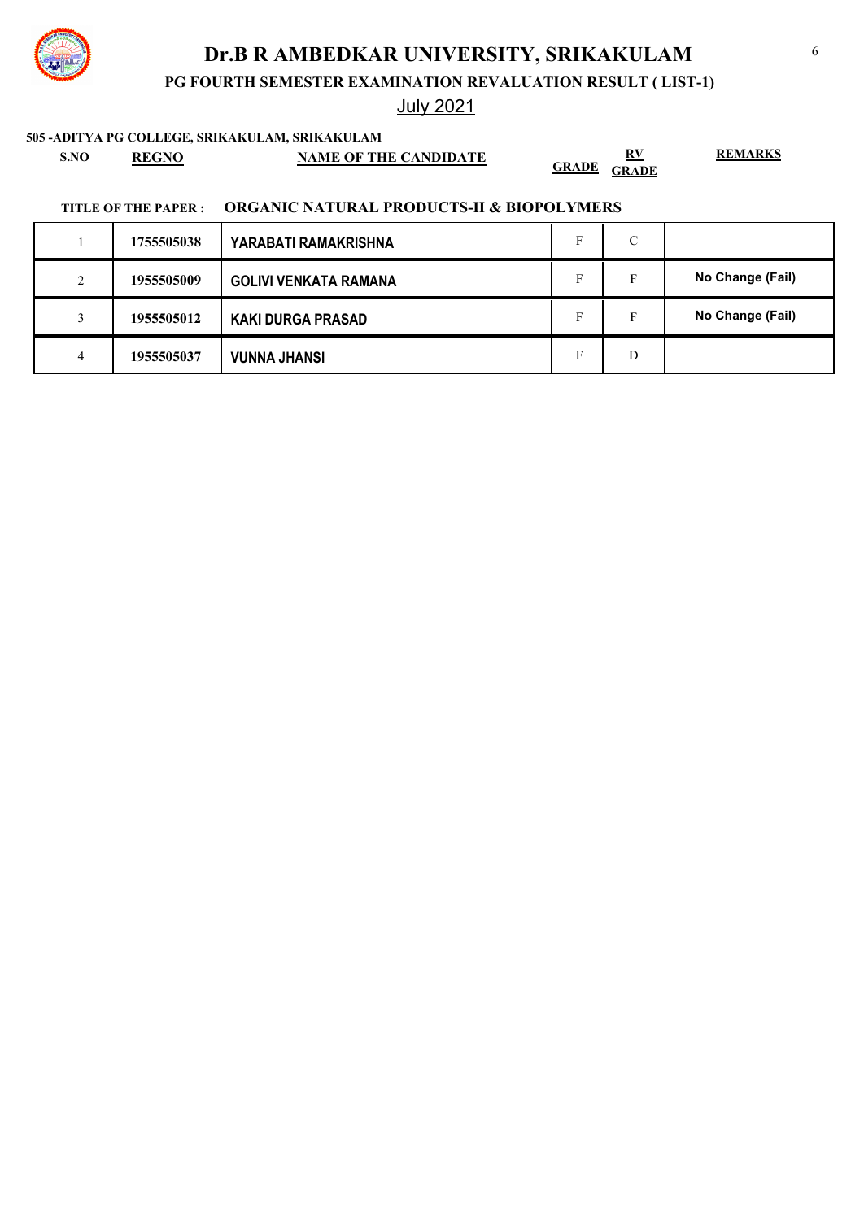# Dr.B R AMBEDKAR UNIVERSITY, SRIKAKULAM

**PG FOURTH SEMESTER EXAMINATION REVALUATION RESULT ( LIST-1)**

July 2021

**505 -ADITYA PG COLLEGE, SRIKAKULAM, SRIKAKULAM**

**TITLE OF THE PAPER : ORGANIC NATURAL PRODUCTS-II & BIOPOLYMERS**

| S.NO | REGNO | NAME OF THE CANDIDATE | GRADE | RV GRADE | REMARKS |
|---|---|---|---|---|---|
| 1 | 1755505038 | YARABATI RAMAKRISHNA | F | C | |
| 2 | 1955505009 | GOLIVI VENKATA RAMANA | F | F | No Change (Fail) |
| 3 | 1955505012 | KAKI DURGA PRASAD | F | F | No Change (Fail) |
| 4 | 1955505037 | VUNNA JHANSI | F | D | |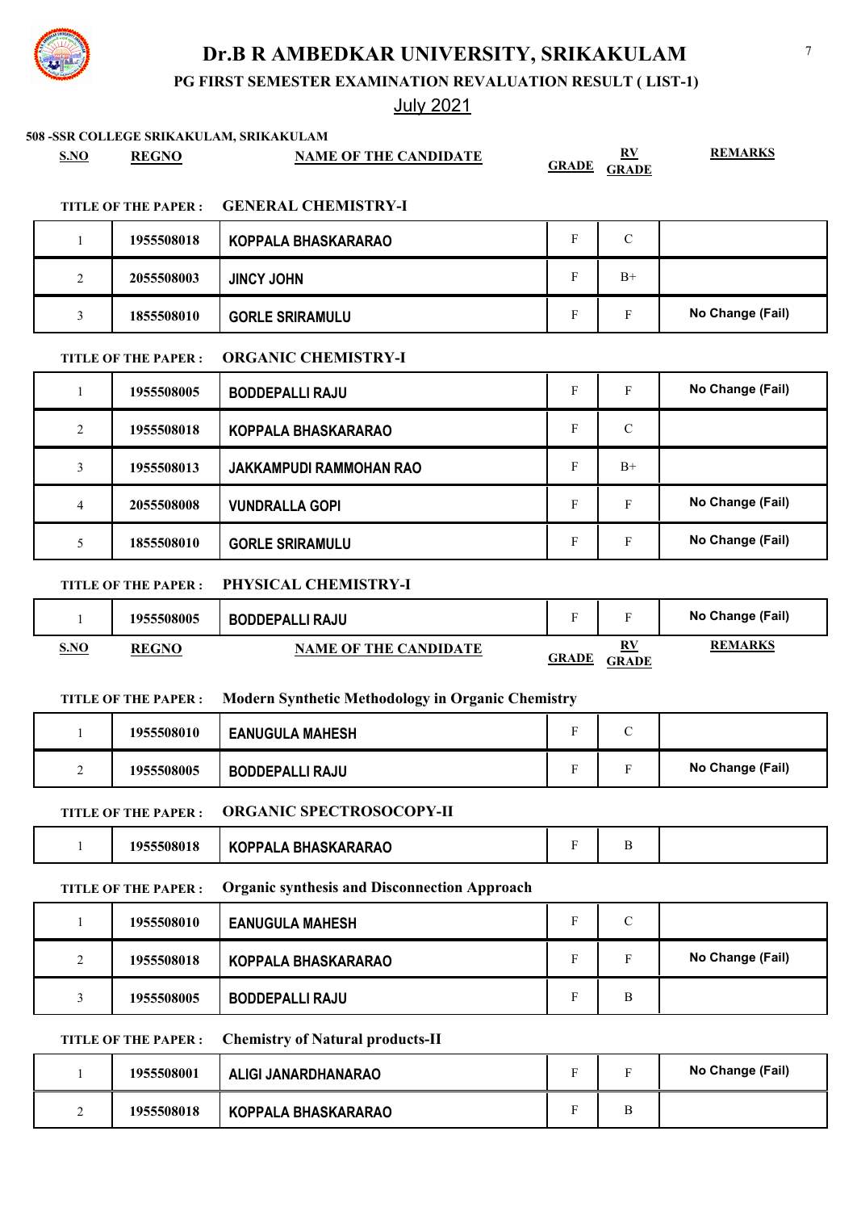# Dr.B R AMBEDKAR UNIVERSITY, SRIKAKULAM

## PG FIRST SEMESTER EXAMINATION REVALUATION RESULT ( LIST-1)

July 2021

**508 -SSR COLLEGE SRIKAKULAM, SRIKAKULAM**

**TITLE OF THE PAPER : GENERAL CHEMISTRY-I**

| S.NO | REGNO | NAME OF THE CANDIDATE | GRADE | RV GRADE | REMARKS |
|---|---|---|---|---|---|
| 1 | 1955508018 | KOPPALA BHASKARARAO | F | C | |
| 2 | 2055508003 | JINCY JOHN | F | B+ | |
| 3 | 1855508010 | GORLE SRIRAMULU | F | F | No Change (Fail) |

**TITLE OF THE PAPER : ORGANIC CHEMISTRY-I**

| S.NO | REGNO | NAME OF THE CANDIDATE | GRADE | RV GRADE | REMARKS |
|---|---|---|---|---|---|
| 1 | 1955508005 | BODDEPALLI RAJU | F | F | No Change (Fail) |
| 2 | 1955508018 | KOPPALA BHASKARARAO | F | C | |
| 3 | 1955508013 | JAKKAMPUDI RAMMOHAN RAO | F | B+ | |
| 4 | 2055508008 | VUNDRALLA GOPI | F | F | No Change (Fail) |
| 5 | 1855508010 | GORLE SRIRAMULU | F | F | No Change (Fail) |

**TITLE OF THE PAPER : PHYSICAL CHEMISTRY-I**

| S.NO | REGNO | NAME OF THE CANDIDATE | GRADE | RV GRADE | REMARKS |
|---|---|---|---|---|---|
| 1 | 1955508005 | BODDEPALLI RAJU | F | F | No Change (Fail) |

**TITLE OF THE PAPER : Modern Synthetic Methodology in Organic Chemistry**

| S.NO | REGNO | NAME OF THE CANDIDATE | GRADE | RV GRADE | REMARKS |
|---|---|---|---|---|---|
| 1 | 1955508010 | EANUGULA MAHESH | F | C | |
| 2 | 1955508005 | BODDEPALLI RAJU | F | F | No Change (Fail) |

**TITLE OF THE PAPER : ORGANIC SPECTROSOCOPY-II**

| S.NO | REGNO | NAME OF THE CANDIDATE | GRADE | RV GRADE | REMARKS |
|---|---|---|---|---|---|
| 1 | 1955508018 | KOPPALA BHASKARARAO | F | B | |

**TITLE OF THE PAPER : Organic synthesis and Disconnection Approach**

| S.NO | REGNO | NAME OF THE CANDIDATE | GRADE | RV GRADE | REMARKS |
|---|---|---|---|---|---|
| 1 | 1955508010 | EANUGULA MAHESH | F | C | |
| 2 | 1955508018 | KOPPALA BHASKARARAO | F | F | No Change (Fail) |
| 3 | 1955508005 | BODDEPALLI RAJU | F | B | |

**TITLE OF THE PAPER : Chemistry of Natural products-II**

| S.NO | REGNO | NAME OF THE CANDIDATE | GRADE | RV GRADE | REMARKS |
|---|---|---|---|---|---|
| 1 | 1955508001 | ALIGI JANARDHANARAO | F | F | No Change (Fail) |
| 2 | 1955508018 | KOPPALA BHASKARARAO | F | B | |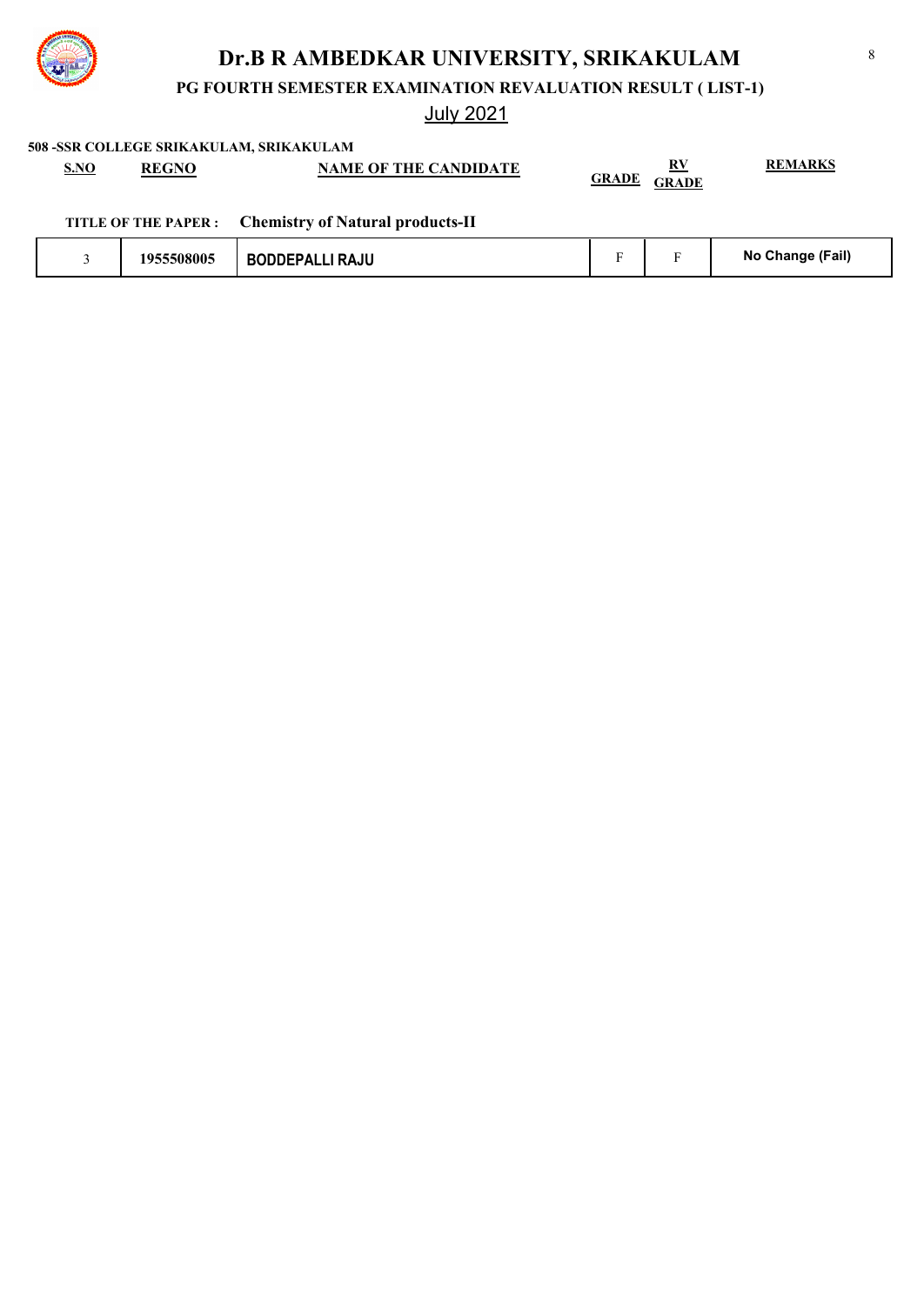# Dr.B R AMBEDKAR UNIVERSITY, SRIKAKULAM

## PG FOURTH SEMESTER EXAMINATION REVALUATION RESULT ( LIST-1)

July 2021

**508 -SSR COLLEGE SRIKAKULAM, SRIKAKULAM**

**TITLE OF THE PAPER : Chemistry of Natural products-II**

| S.NO | REGNO | NAME OF THE CANDIDATE | GRADE | RV GRADE | REMARKS |
|---|---|---|---|---|---|
| 3 | 1955508005 | BODDEPALLI RAJU | F | F | No Change (Fail) |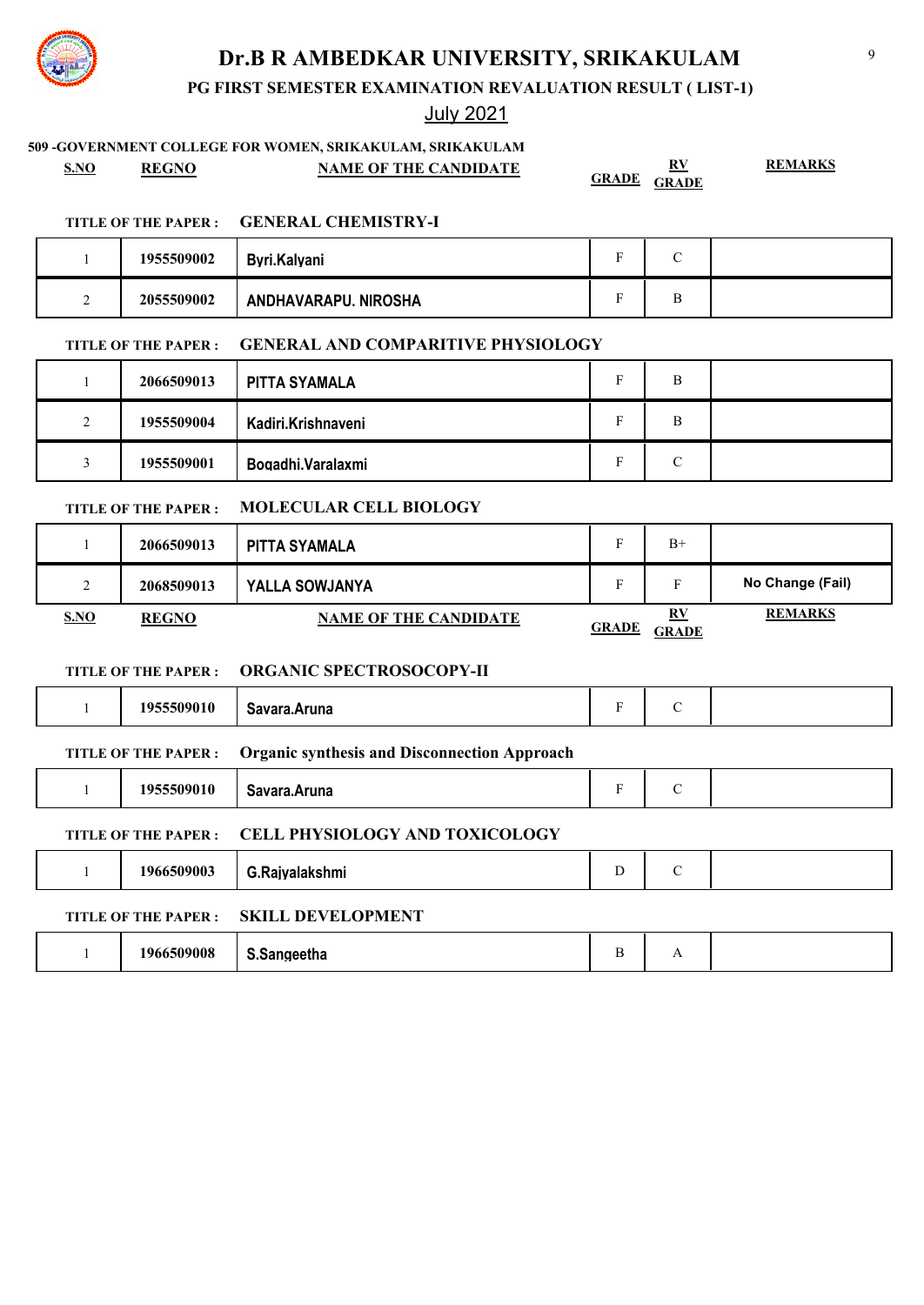# Dr.B R AMBEDKAR UNIVERSITY, SRIKAKULAM

## PG FIRST SEMESTER EXAMINATION REVALUATION RESULT ( LIST-1)

July 2021

**509 -GOVERNMENT COLLEGE FOR WOMEN, SRIKAKULAM, SRIKAKULAM**

**TITLE OF THE PAPER : GENERAL CHEMISTRY-I**

| S.NO | REGNO | NAME OF THE CANDIDATE | GRADE | RV GRADE | REMARKS |
|---|---|---|---|---|---|
| 1 | 1955509002 | Byri.Kalyani | F | C | |
| 2 | 2055509002 | ANDHAVARAPU. NIROSHA | F | B | |

**TITLE OF THE PAPER : GENERAL AND COMPARITIVE PHYSIOLOGY**

| S.NO | REGNO | NAME OF THE CANDIDATE | GRADE | RV GRADE | REMARKS |
|---|---|---|---|---|---|
| 1 | 2066509013 | PITTA SYAMALA | F | B | |
| 2 | 1955509004 | Kadiri.Krishnaveni | F | B | |
| 3 | 1955509001 | Bogadhi.Varalaxmi | F | C | |

**TITLE OF THE PAPER : MOLECULAR CELL BIOLOGY**

| S.NO | REGNO | NAME OF THE CANDIDATE | GRADE | RV GRADE | REMARKS |
|---|---|---|---|---|---|
| 1 | 2066509013 | PITTA SYAMALA | F | B+ | |
| 2 | 2068509013 | YALLA SOWJANYA | F | F | No Change (Fail) |

**TITLE OF THE PAPER : ORGANIC SPECTROSOCOPY-II**

| S.NO | REGNO | NAME OF THE CANDIDATE | GRADE | RV GRADE | REMARKS |
|---|---|---|---|---|---|
| 1 | 1955509010 | Savara.Aruna | F | C | |

**TITLE OF THE PAPER : Organic synthesis and Disconnection Approach**

| S.NO | REGNO | NAME OF THE CANDIDATE | GRADE | RV GRADE | REMARKS |
|---|---|---|---|---|---|
| 1 | 1955509010 | Savara.Aruna | F | C | |

**TITLE OF THE PAPER : CELL PHYSIOLOGY AND TOXICOLOGY**

| S.NO | REGNO | NAME OF THE CANDIDATE | GRADE | RV GRADE | REMARKS |
|---|---|---|---|---|---|
| 1 | 1966509003 | G.Rajyalakshmi | D | C | |

**TITLE OF THE PAPER : SKILL DEVELOPMENT**

| S.NO | REGNO | NAME OF THE CANDIDATE | GRADE | RV GRADE | REMARKS |
|---|---|---|---|---|---|
| 1 | 1966509008 | S.Sangeetha | B | A | |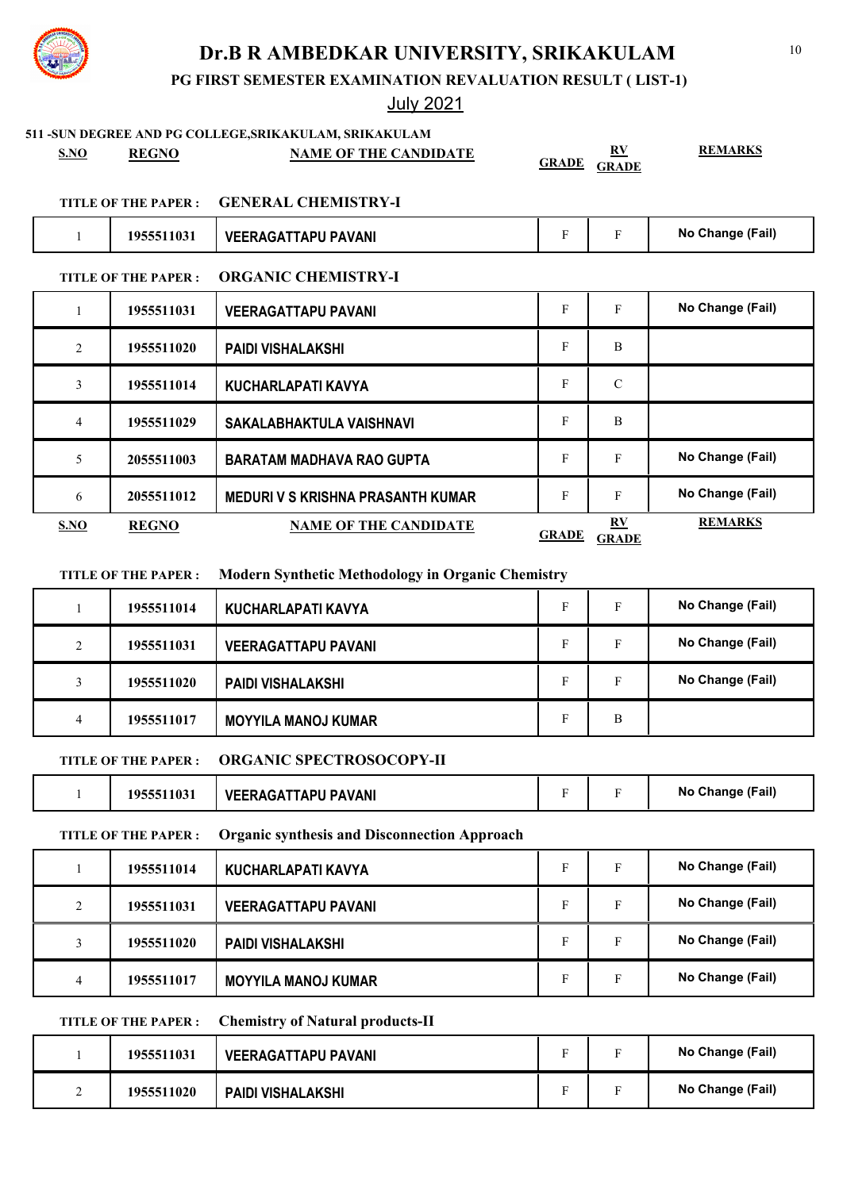# Dr.B R AMBEDKAR UNIVERSITY, SRIKAKULAM

**PG FIRST SEMESTER EXAMINATION REVALUATION RESULT ( LIST-1)**

July 2021

**511 -SUN DEGREE AND PG COLLEGE,SRIKAKULAM, SRIKAKULAM**

**TITLE OF THE PAPER : GENERAL CHEMISTRY-I**

| S.NO | REGNO | NAME OF THE CANDIDATE | GRADE | RV GRADE | REMARKS |
|---|---|---|---|---|---|
| 1 | 1955511031 | VEERAGATTAPU PAVANI | F | F | No Change (Fail) |

**TITLE OF THE PAPER : ORGANIC CHEMISTRY-I**

| S.NO | REGNO | NAME OF THE CANDIDATE | GRADE | RV GRADE | REMARKS |
|---|---|---|---|---|---|
| 1 | 1955511031 | VEERAGATTAPU PAVANI | F | F | No Change (Fail) |
| 2 | 1955511020 | PAIDI VISHALAKSHI | F | B | |
| 3 | 1955511014 | KUCHARLAPATI KAVYA | F | C | |
| 4 | 1955511029 | SAKALABHAKTULA VAISHNAVI | F | B | |
| 5 | 2055511003 | BARATAM MADHAVA RAO GUPTA | F | F | No Change (Fail) |
| 6 | 2055511012 | MEDURI V S KRISHNA PRASANTH KUMAR | F | F | No Change (Fail) |

**TITLE OF THE PAPER : Modern Synthetic Methodology in Organic Chemistry**

| S.NO | REGNO | NAME OF THE CANDIDATE | GRADE | RV GRADE | REMARKS |
|---|---|---|---|---|---|
| 1 | 1955511014 | KUCHARLAPATI KAVYA | F | F | No Change (Fail) |
| 2 | 1955511031 | VEERAGATTAPU PAVANI | F | F | No Change (Fail) |
| 3 | 1955511020 | PAIDI VISHALAKSHI | F | F | No Change (Fail) |
| 4 | 1955511017 | MOYYILA MANOJ KUMAR | F | B | |

**TITLE OF THE PAPER : ORGANIC SPECTROSOCOPY-II**

| S.NO | REGNO | NAME OF THE CANDIDATE | GRADE | RV GRADE | REMARKS |
|---|---|---|---|---|---|
| 1 | 1955511031 | VEERAGATTAPU PAVANI | F | F | No Change (Fail) |

**TITLE OF THE PAPER : Organic synthesis and Disconnection Approach**

| S.NO | REGNO | NAME OF THE CANDIDATE | GRADE | RV GRADE | REMARKS |
|---|---|---|---|---|---|
| 1 | 1955511014 | KUCHARLAPATI KAVYA | F | F | No Change (Fail) |
| 2 | 1955511031 | VEERAGATTAPU PAVANI | F | F | No Change (Fail) |
| 3 | 1955511020 | PAIDI VISHALAKSHI | F | F | No Change (Fail) |
| 4 | 1955511017 | MOYYILA MANOJ KUMAR | F | F | No Change (Fail) |

**TITLE OF THE PAPER : Chemistry of Natural products-II**

| S.NO | REGNO | NAME OF THE CANDIDATE | GRADE | RV GRADE | REMARKS |
|---|---|---|---|---|---|
| 1 | 1955511031 | VEERAGATTAPU PAVANI | F | F | No Change (Fail) |
| 2 | 1955511020 | PAIDI VISHALAKSHI | F | F | No Change (Fail) |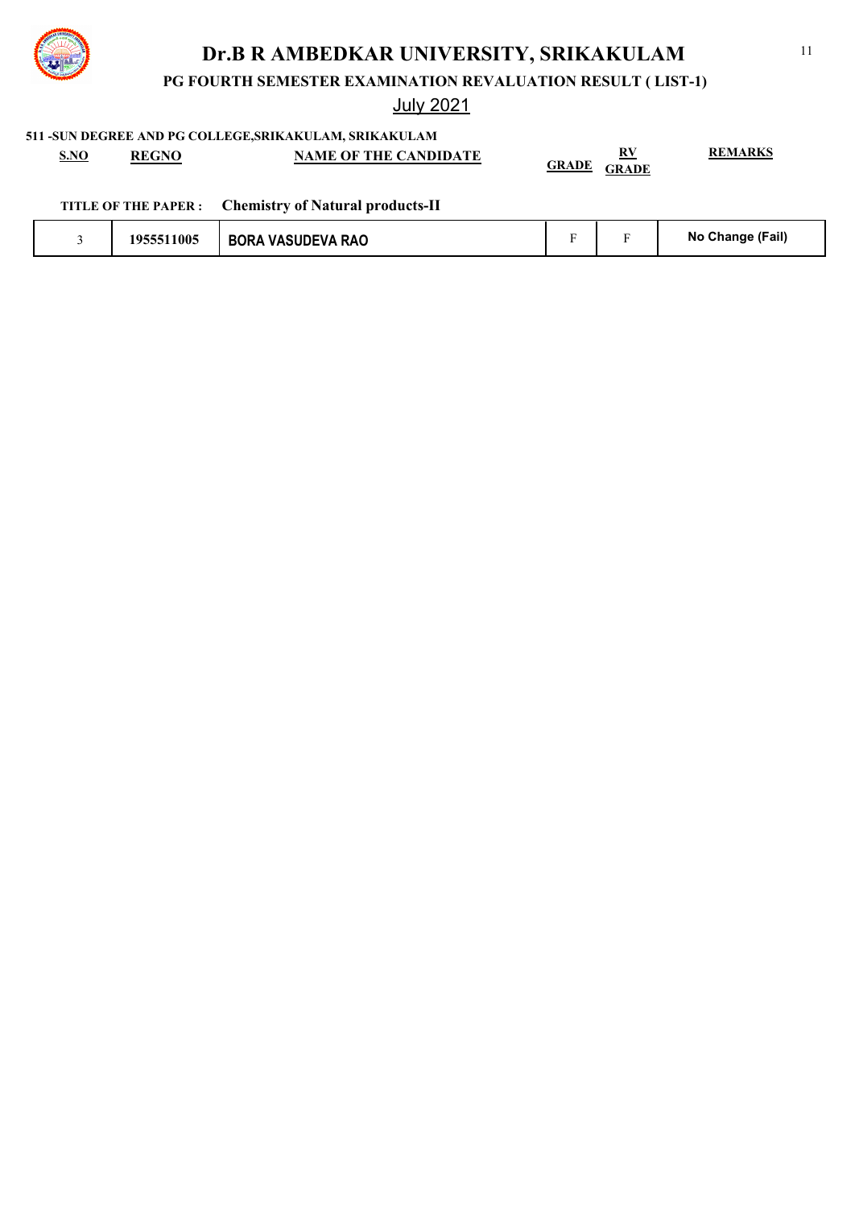# Dr.B R AMBEDKAR UNIVERSITY, SRIKAKULAM

## PG FOURTH SEMESTER EXAMINATION REVALUATION RESULT ( LIST-1)

July 2021

**511 -SUN DEGREE AND PG COLLEGE,SRIKAKULAM, SRIKAKULAM**

**TITLE OF THE PAPER : Chemistry of Natural products-II**

| S.NO | REGNO | NAME OF THE CANDIDATE | GRADE | RV GRADE | REMARKS |
|---|---|---|---|---|---|
| 3 | 1955511005 | BORA VASUDEVA RAO | F | F | No Change (Fail) |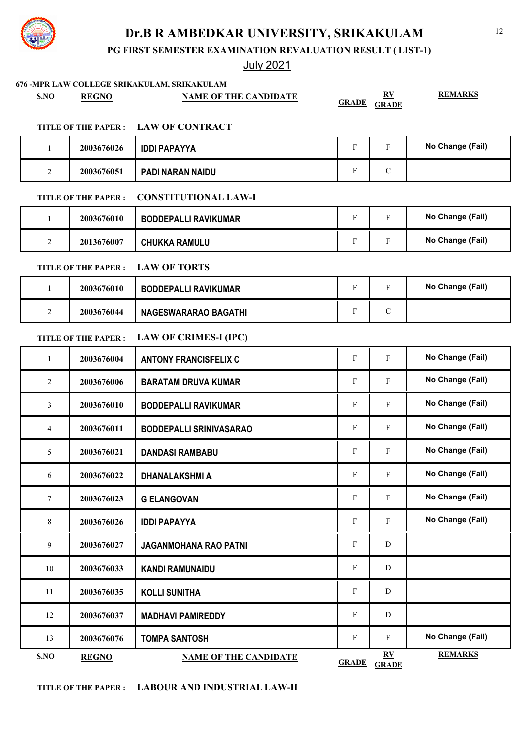# Dr.B R AMBEDKAR UNIVERSITY, SRIKAKULAM

## PG FIRST SEMESTER EXAMINATION REVALUATION RESULT ( LIST-1)

July 2021

**676 -MPR LAW COLLEGE SRIKAKULAM, SRIKAKULAM**

**TITLE OF THE PAPER : LAW OF CONTRACT**

| S.NO | REGNO | NAME OF THE CANDIDATE | GRADE | RV GRADE | REMARKS |
|---|---|---|---|---|---|
| 1 | 2003676026 | IDDI PAPAYYA | F | F | No Change (Fail) |
| 2 | 2003676051 | PADI NARAN NAIDU | F | C | |

**TITLE OF THE PAPER : CONSTITUTIONAL LAW-I**

| S.NO | REGNO | NAME OF THE CANDIDATE | GRADE | RV GRADE | REMARKS |
|---|---|---|---|---|---|
| 1 | 2003676010 | BODDEPALLI RAVIKUMAR | F | F | No Change (Fail) |
| 2 | 2013676007 | CHUKKA RAMULU | F | F | No Change (Fail) |

**TITLE OF THE PAPER : LAW OF TORTS**

| S.NO | REGNO | NAME OF THE CANDIDATE | GRADE | RV GRADE | REMARKS |
|---|---|---|---|---|---|
| 1 | 2003676010 | BODDEPALLI RAVIKUMAR | F | F | No Change (Fail) |
| 2 | 2003676044 | NAGESWARARAO BAGATHI | F | C | |

**TITLE OF THE PAPER : LAW OF CRIMES-I (IPC)**

| S.NO | REGNO | NAME OF THE CANDIDATE | GRADE | RV GRADE | REMARKS |
|---|---|---|---|---|---|
| 1 | 2003676004 | ANTONY FRANCISFELIX C | F | F | No Change (Fail) |
| 2 | 2003676006 | BARATAM DRUVA KUMAR | F | F | No Change (Fail) |
| 3 | 2003676010 | BODDEPALLI RAVIKUMAR | F | F | No Change (Fail) |
| 4 | 2003676011 | BODDEPALLI SRINIVASARAO | F | F | No Change (Fail) |
| 5 | 2003676021 | DANDASI RAMBABU | F | F | No Change (Fail) |
| 6 | 2003676022 | DHANALAKSHMI A | F | F | No Change (Fail) |
| 7 | 2003676023 | G ELANGOVAN | F | F | No Change (Fail) |
| 8 | 2003676026 | IDDI PAPAYYA | F | F | No Change (Fail) |
| 9 | 2003676027 | JAGANMOHANA RAO PATNI | F | D | |
| 10 | 2003676033 | KANDI RAMUNAIDU | F | D | |
| 11 | 2003676035 | KOLLI SUNITHA | F | D | |
| 12 | 2003676037 | MADHAVI PAMIREDDY | F | D | |
| 13 | 2003676076 | TOMPA SANTOSH | F | F | No Change (Fail) |

**TITLE OF THE PAPER : LABOUR AND INDUSTRIAL LAW-II**

| S.NO | REGNO | NAME OF THE CANDIDATE | GRADE | RV GRADE | REMARKS |
|---|---|---|---|---|---|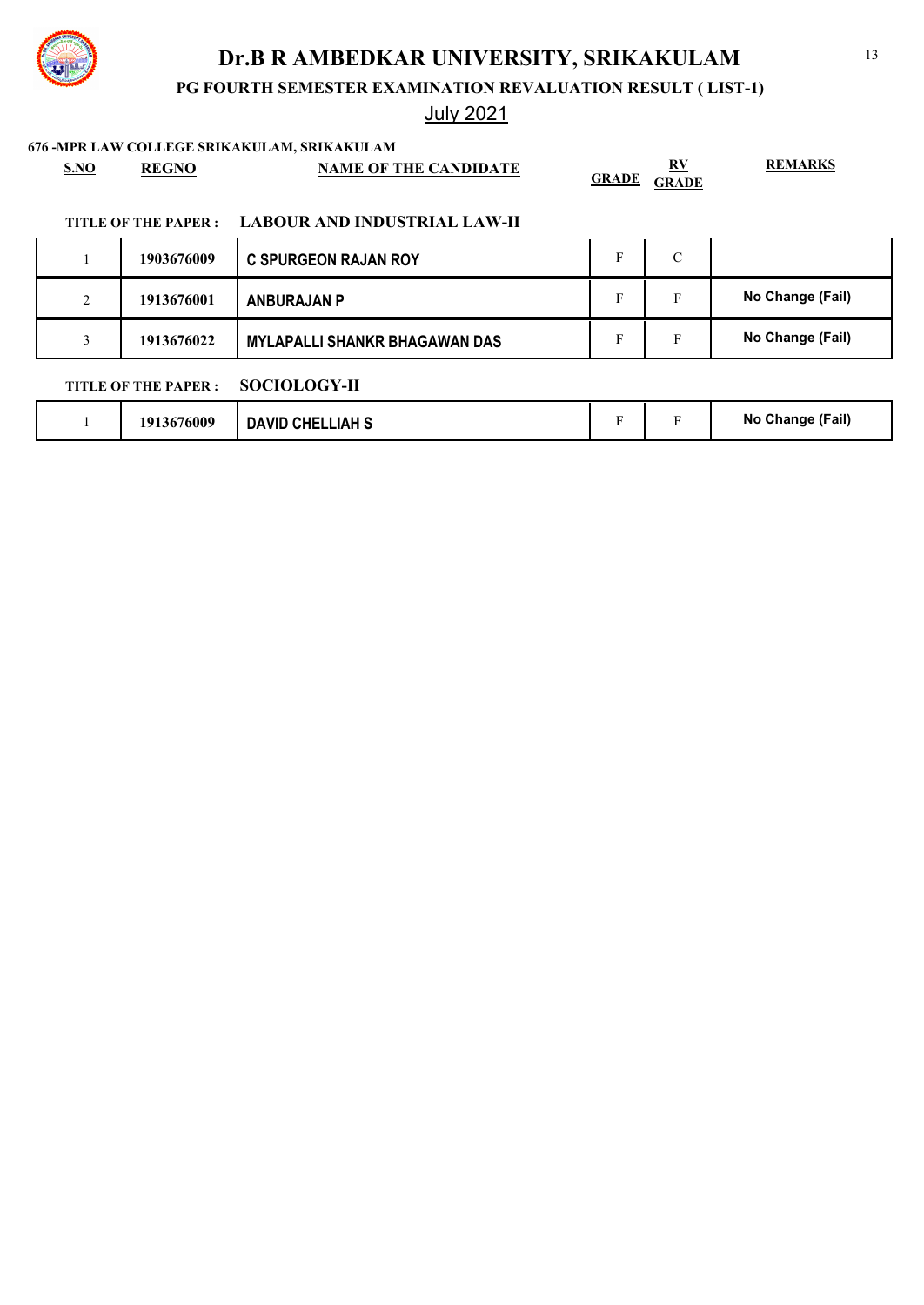# Dr.B R AMBEDKAR UNIVERSITY, SRIKAKULAM

## PG FOURTH SEMESTER EXAMINATION REVALUATION RESULT ( LIST-1)

July 2021

**676 -MPR LAW COLLEGE SRIKAKULAM, SRIKAKULAM**

**TITLE OF THE PAPER : LABOUR AND INDUSTRIAL LAW-II**

| S.NO | REGNO | NAME OF THE CANDIDATE | GRADE | RV GRADE | REMARKS |
|---|---|---|---|---|---|
| 1 | 1903676009 | C SPURGEON RAJAN ROY | F | C | |
| 2 | 1913676001 | ANBURAJAN P | F | F | No Change (Fail) |
| 3 | 1913676022 | MYLAPALLI SHANKR BHAGAWAN DAS | F | F | No Change (Fail) |

**TITLE OF THE PAPER : SOCIOLOGY-II**

| S.NO | REGNO | NAME OF THE CANDIDATE | GRADE | RV GRADE | REMARKS |
|---|---|---|---|---|---|
| 1 | 1913676009 | DAVID CHELLIAH S | F | F | No Change (Fail) |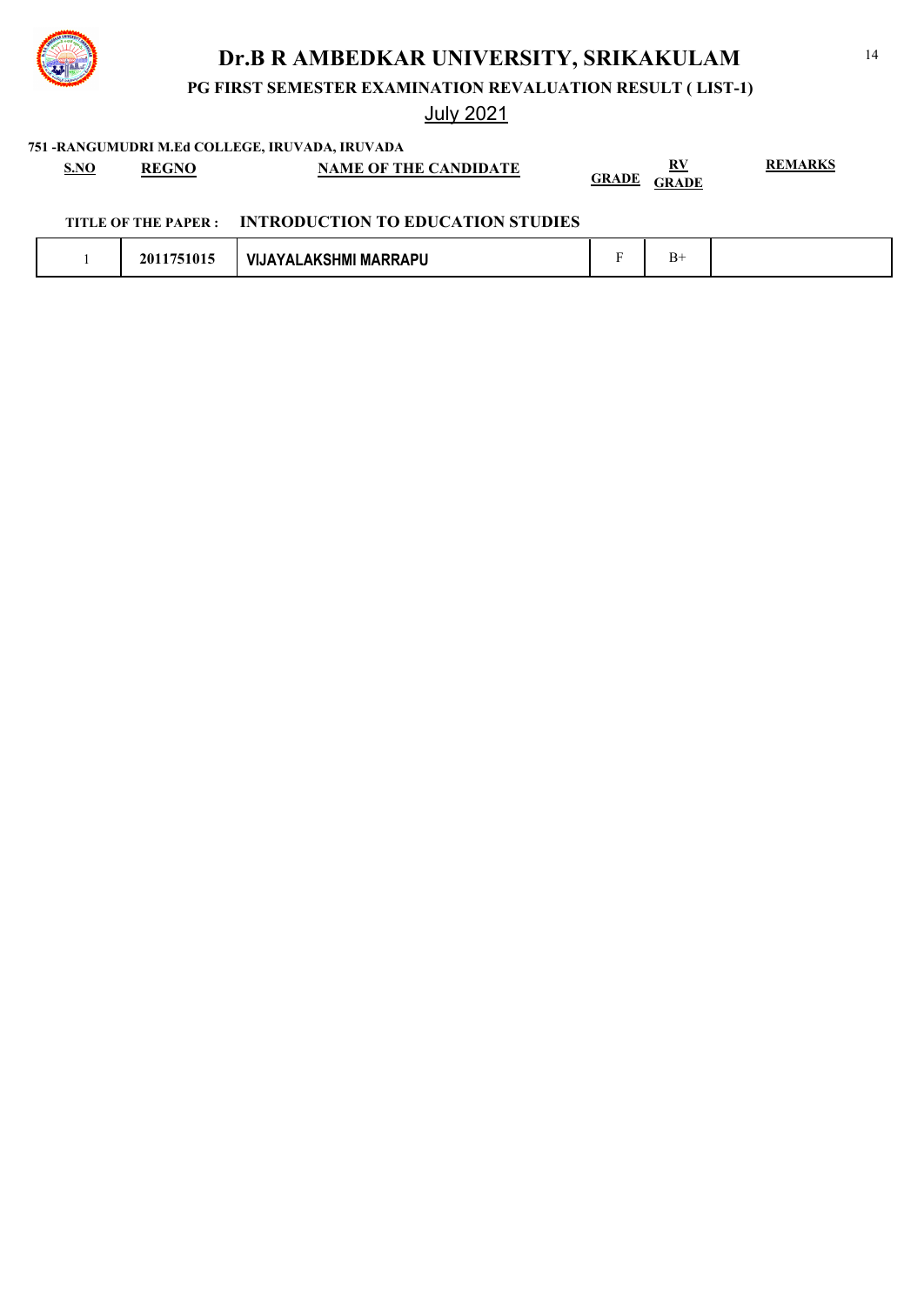# Dr.B R AMBEDKAR UNIVERSITY, SRIKAKULAM

## PG FIRST SEMESTER EXAMINATION REVALUATION RESULT ( LIST-1)

July 2021

**751 -RANGUMUDRI M.Ed COLLEGE, IRUVADA, IRUVADA**

**TITLE OF THE PAPER : INTRODUCTION TO EDUCATION STUDIES**

| S.NO | REGNO | NAME OF THE CANDIDATE | GRADE | RV GRADE | REMARKS |
|---|---|---|---|---|---|
| 1 | 2011751015 | VIJAYALAKSHMI MARRAPU | F | B+ | |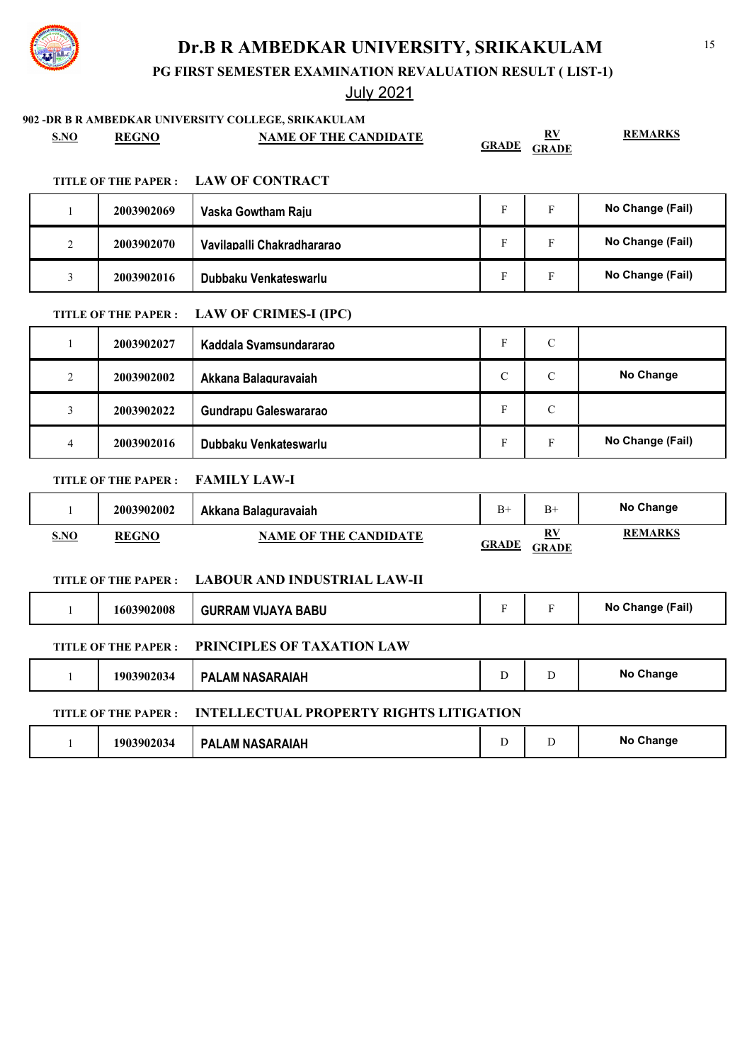# Dr.B R AMBEDKAR UNIVERSITY, SRIKAKULAM

## PG FIRST SEMESTER EXAMINATION REVALUATION RESULT ( LIST-1)

July 2021

**902 -DR B R AMBEDKAR UNIVERSITY COLLEGE, SRIKAKULAM**

**TITLE OF THE PAPER : LAW OF CONTRACT**

| S.NO | REGNO | NAME OF THE CANDIDATE | GRADE | RV GRADE | REMARKS |
|---|---|---|---|---|---|
| 1 | 2003902069 | Vaska Gowtham Raju | F | F | No Change (Fail) |
| 2 | 2003902070 | Vavilapalli Chakradhararao | F | F | No Change (Fail) |
| 3 | 2003902016 | Dubbaku Venkateswarlu | F | F | No Change (Fail) |

**TITLE OF THE PAPER : LAW OF CRIMES-I (IPC)**

| S.NO | REGNO | NAME OF THE CANDIDATE | GRADE | RV GRADE | REMARKS |
|---|---|---|---|---|---|
| 1 | 2003902027 | Kaddala Syamsundararao | F | C | |
| 2 | 2003902002 | Akkana Balaguravaiah | C | C | No Change |
| 3 | 2003902022 | Gundrapu Galeswararao | F | C | |
| 4 | 2003902016 | Dubbaku Venkateswarlu | F | F | No Change (Fail) |

**TITLE OF THE PAPER : FAMILY LAW-I**

| S.NO | REGNO | NAME OF THE CANDIDATE | GRADE | RV GRADE | REMARKS |
|---|---|---|---|---|---|
| 1 | 2003902002 | Akkana Balaguravaiah | B+ | B+ | No Change |

**TITLE OF THE PAPER : LABOUR AND INDUSTRIAL LAW-II**

| S.NO | REGNO | NAME OF THE CANDIDATE | GRADE | RV GRADE | REMARKS |
|---|---|---|---|---|---|
| 1 | 1603902008 | GURRAM VIJAYA BABU | F | F | No Change (Fail) |

**TITLE OF THE PAPER : PRINCIPLES OF TAXATION LAW**

| S.NO | REGNO | NAME OF THE CANDIDATE | GRADE | RV GRADE | REMARKS |
|---|---|---|---|---|---|
| 1 | 1903902034 | PALAM NASARAIAH | D | D | No Change |

**TITLE OF THE PAPER : INTELLECTUAL PROPERTY RIGHTS LITIGATION**

| S.NO | REGNO | NAME OF THE CANDIDATE | GRADE | RV GRADE | REMARKS |
|---|---|---|---|---|---|
| 1 | 1903902034 | PALAM NASARAIAH | D | D | No Change |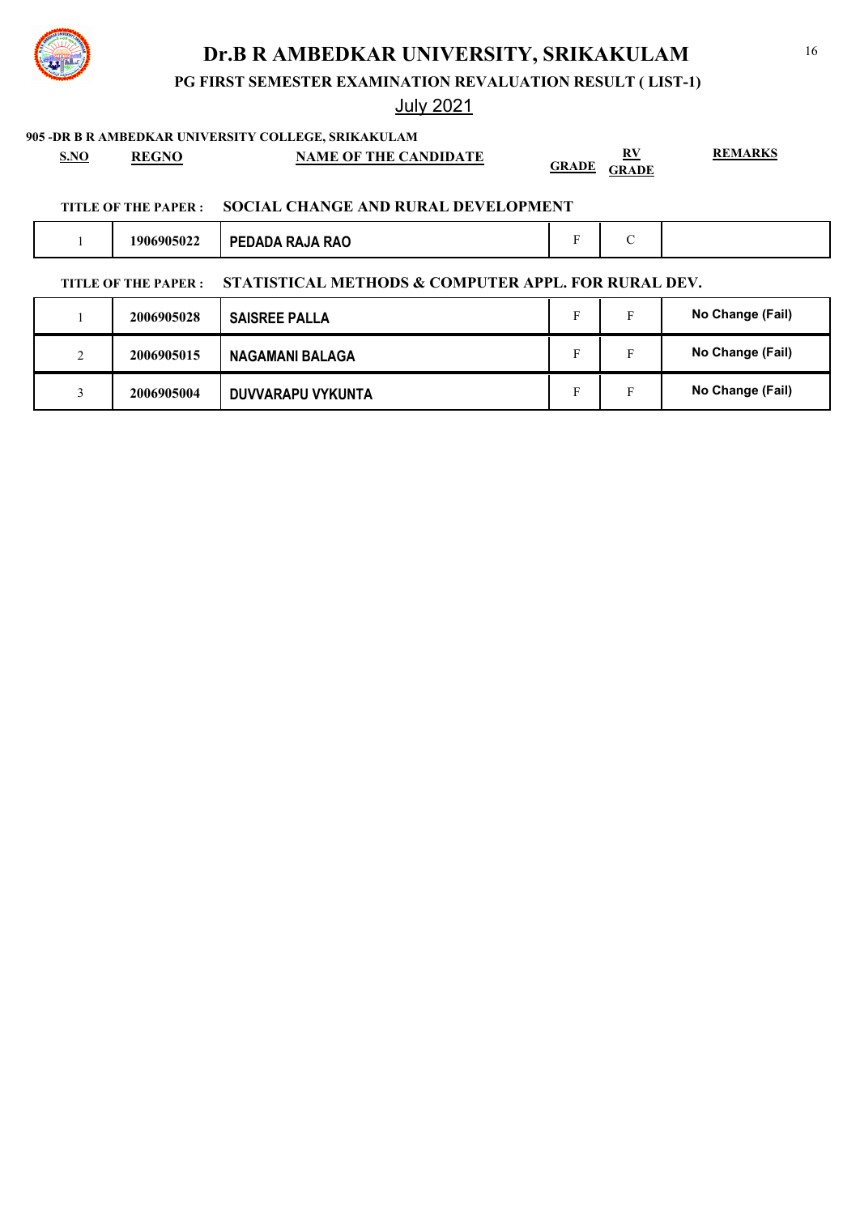# Dr.B R AMBEDKAR UNIVERSITY, SRIKAKULAM

**PG FIRST SEMESTER EXAMINATION REVALUATION RESULT ( LIST-1)**

July 2021

**905 -DR B R AMBEDKAR UNIVERSITY COLLEGE, SRIKAKULAM**

**TITLE OF THE PAPER : SOCIAL CHANGE AND RURAL DEVELOPMENT**

| S.NO | REGNO | NAME OF THE CANDIDATE | GRADE | RV GRADE | REMARKS |
|---|---|---|---|---|---|
| 1 | 1906905022 | PEDADA RAJA RAO | F | C | |

**TITLE OF THE PAPER : STATISTICAL METHODS & COMPUTER APPL. FOR RURAL DEV.**

| S.NO | REGNO | NAME OF THE CANDIDATE | GRADE | RV GRADE | REMARKS |
|---|---|---|---|---|---|
| 1 | 2006905028 | SAISREE PALLA | F | F | No Change (Fail) |
| 2 | 2006905015 | NAGAMANI BALAGA | F | F | No Change (Fail) |
| 3 | 2006905004 | DUVVARAPU VYKUNTA | F | F | No Change (Fail) |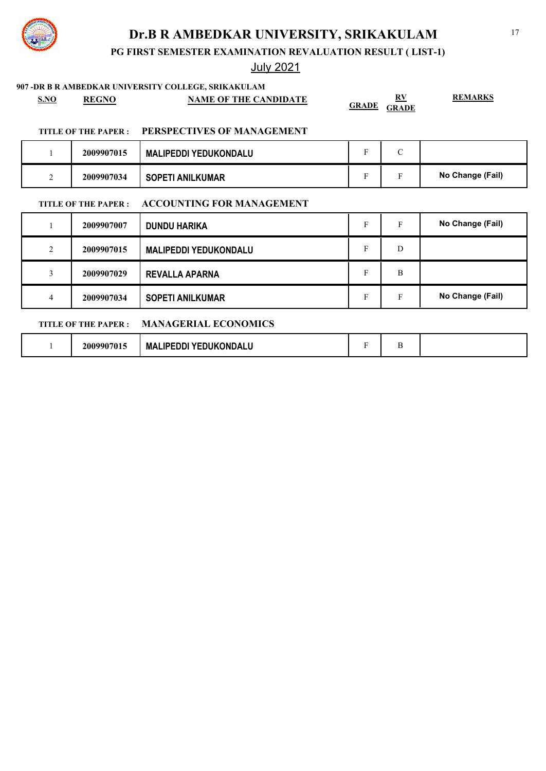# Dr.B R AMBEDKAR UNIVERSITY, SRIKAKULAM

**PG FIRST SEMESTER EXAMINATION REVALUATION RESULT ( LIST-1)**

July 2021

**907 -DR B R AMBEDKAR UNIVERSITY COLLEGE, SRIKAKULAM**

**TITLE OF THE PAPER : PERSPECTIVES OF MANAGEMENT**

| S.NO | REGNO | NAME OF THE CANDIDATE | GRADE | RV GRADE | REMARKS |
|---|---|---|---|---|---|
| 1 | 2009907015 | MALIPEDDI YEDUKONDALU | F | C | |
| 2 | 2009907034 | SOPETI ANILKUMAR | F | F | No Change (Fail) |

**TITLE OF THE PAPER : ACCOUNTING FOR MANAGEMENT**

| S.NO | REGNO | NAME OF THE CANDIDATE | GRADE | RV GRADE | REMARKS |
|---|---|---|---|---|---|
| 1 | 2009907007 | DUNDU HARIKA | F | F | No Change (Fail) |
| 2 | 2009907015 | MALIPEDDI YEDUKONDALU | F | D | |
| 3 | 2009907029 | REVALLA APARNA | F | B | |
| 4 | 2009907034 | SOPETI ANILKUMAR | F | F | No Change (Fail) |

**TITLE OF THE PAPER : MANAGERIAL ECONOMICS**

| S.NO | REGNO | NAME OF THE CANDIDATE | GRADE | RV GRADE | REMARKS |
|---|---|---|---|---|---|
| 1 | 2009907015 | MALIPEDDI YEDUKONDALU | F | B | |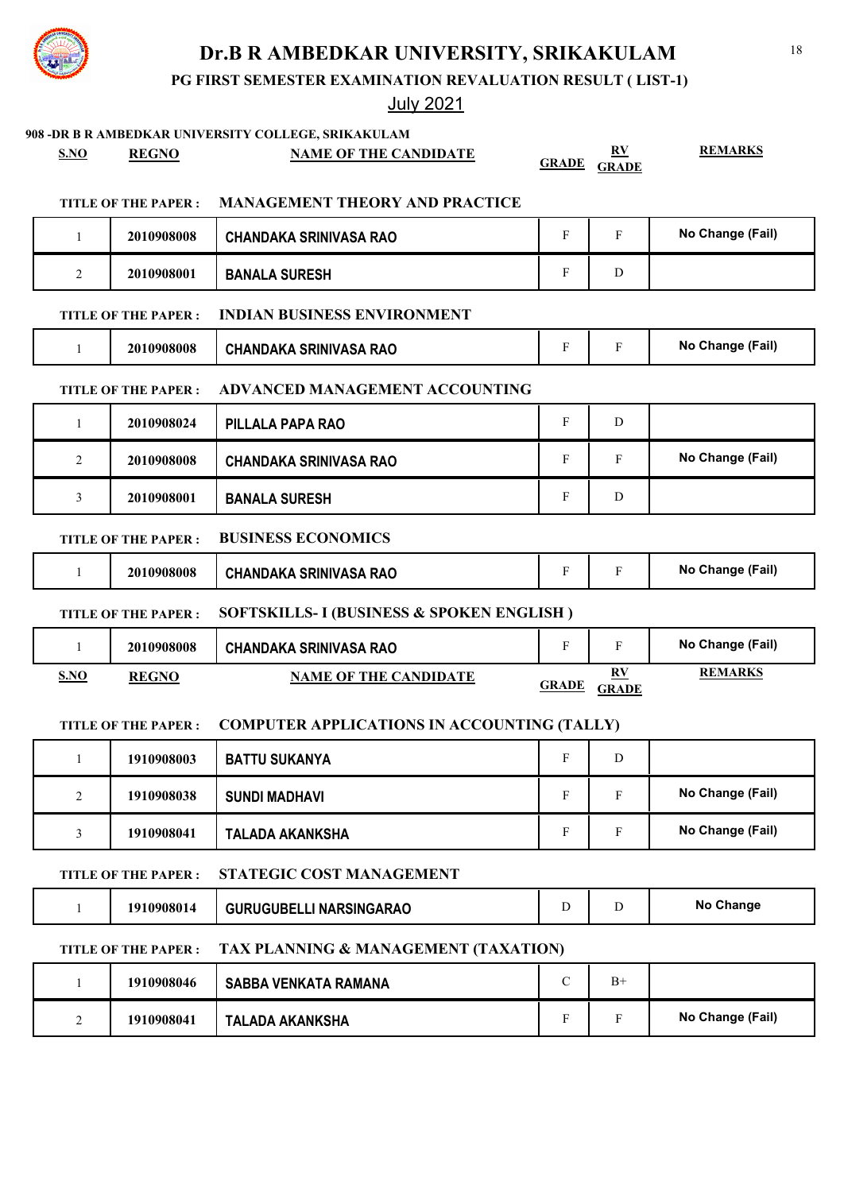# Dr.B R AMBEDKAR UNIVERSITY, SRIKAKULAM

## PG FIRST SEMESTER EXAMINATION REVALUATION RESULT ( LIST-1)

July 2021

**908 -DR B R AMBEDKAR UNIVERSITY COLLEGE, SRIKAKULAM**

**TITLE OF THE PAPER : MANAGEMENT THEORY AND PRACTICE**

| S.NO | REGNO | NAME OF THE CANDIDATE | GRADE | RV GRADE | REMARKS |
|---|---|---|---|---|---|
| 1 | 2010908008 | CHANDAKA SRINIVASA RAO | F | F | No Change (Fail) |
| 2 | 2010908001 | BANALA SURESH | F | D | |

**TITLE OF THE PAPER : INDIAN BUSINESS ENVIRONMENT**

| S.NO | REGNO | NAME OF THE CANDIDATE | GRADE | RV GRADE | REMARKS |
|---|---|---|---|---|---|
| 1 | 2010908008 | CHANDAKA SRINIVASA RAO | F | F | No Change (Fail) |

**TITLE OF THE PAPER : ADVANCED MANAGEMENT ACCOUNTING**

| S.NO | REGNO | NAME OF THE CANDIDATE | GRADE | RV GRADE | REMARKS |
|---|---|---|---|---|---|
| 1 | 2010908024 | PILLALA PAPA RAO | F | D | |
| 2 | 2010908008 | CHANDAKA SRINIVASA RAO | F | F | No Change (Fail) |
| 3 | 2010908001 | BANALA SURESH | F | D | |

**TITLE OF THE PAPER : BUSINESS ECONOMICS**

| S.NO | REGNO | NAME OF THE CANDIDATE | GRADE | RV GRADE | REMARKS |
|---|---|---|---|---|---|
| 1 | 2010908008 | CHANDAKA SRINIVASA RAO | F | F | No Change (Fail) |

**TITLE OF THE PAPER : SOFTSKILLS- I (BUSINESS & SPOKEN ENGLISH )**

| S.NO | REGNO | NAME OF THE CANDIDATE | GRADE | RV GRADE | REMARKS |
|---|---|---|---|---|---|
| 1 | 2010908008 | CHANDAKA SRINIVASA RAO | F | F | No Change (Fail) |

**TITLE OF THE PAPER : COMPUTER APPLICATIONS IN ACCOUNTING (TALLY)**

| S.NO | REGNO | NAME OF THE CANDIDATE | GRADE | RV GRADE | REMARKS |
|---|---|---|---|---|---|
| 1 | 1910908003 | BATTU SUKANYA | F | D | |
| 2 | 1910908038 | SUNDI MADHAVI | F | F | No Change (Fail) |
| 3 | 1910908041 | TALADA AKANKSHA | F | F | No Change (Fail) |

**TITLE OF THE PAPER : STATEGIC COST MANAGEMENT**

| S.NO | REGNO | NAME OF THE CANDIDATE | GRADE | RV GRADE | REMARKS |
|---|---|---|---|---|---|
| 1 | 1910908014 | GURUGUBELLI NARSINGARAO | D | D | No Change |

**TITLE OF THE PAPER : TAX PLANNING & MANAGEMENT (TAXATION)**

| S.NO | REGNO | NAME OF THE CANDIDATE | GRADE | RV GRADE | REMARKS |
|---|---|---|---|---|---|
| 1 | 1910908046 | SABBA VENKATA RAMANA | C | B+ | |
| 2 | 1910908041 | TALADA AKANKSHA | F | F | No Change (Fail) |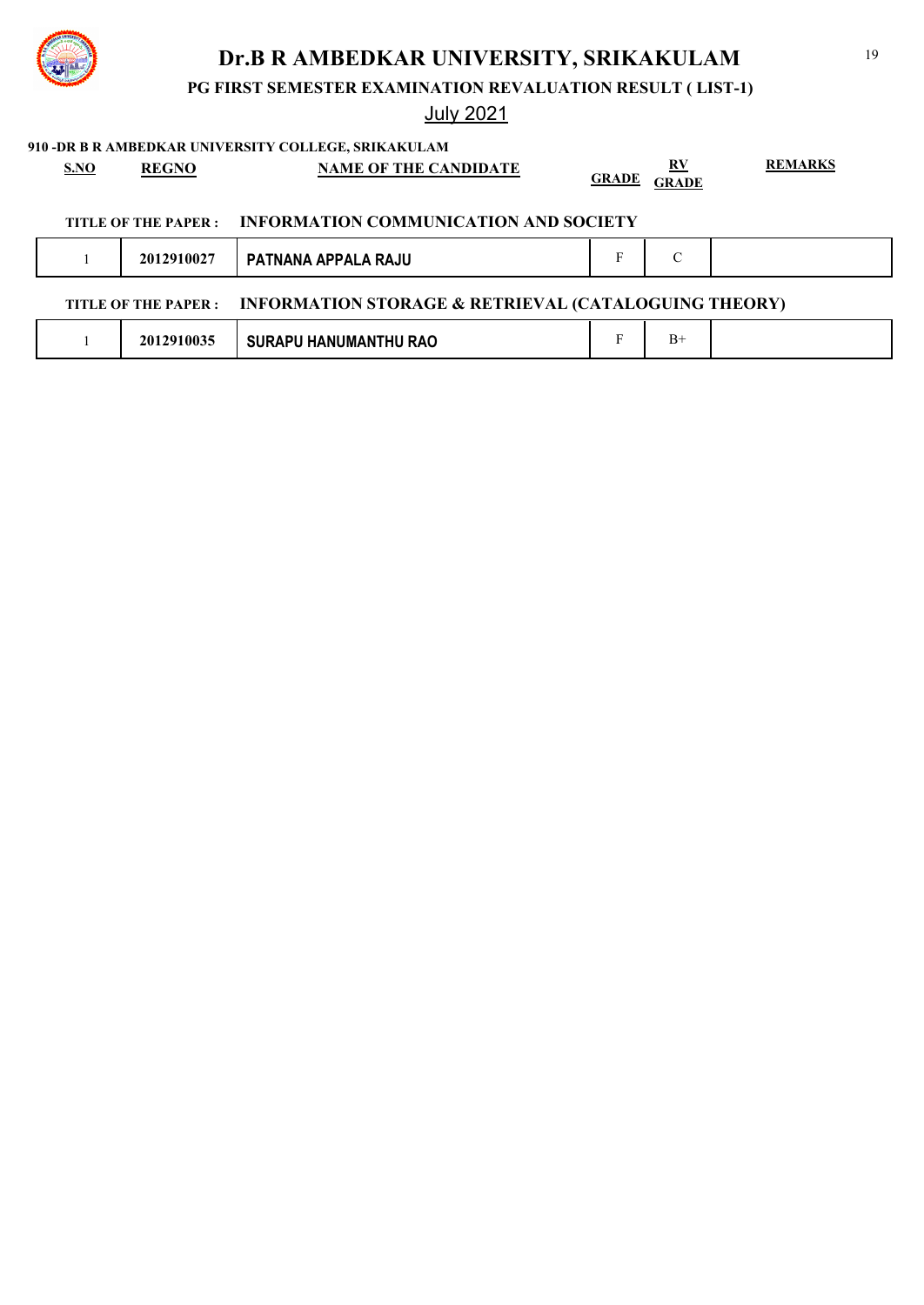# Dr.B R AMBEDKAR UNIVERSITY, SRIKAKULAM

## PG FIRST SEMESTER EXAMINATION REVALUATION RESULT ( LIST-1)

July 2021

**910 -DR B R AMBEDKAR UNIVERSITY COLLEGE, SRIKAKULAM**

**TITLE OF THE PAPER : INFORMATION COMMUNICATION AND SOCIETY**

| S.NO | REGNO | NAME OF THE CANDIDATE | GRADE | RV GRADE | REMARKS |
|---|---|---|---|---|---|
| 1 | 2012910027 | PATNANA APPALA RAJU | F | C | |

**TITLE OF THE PAPER : INFORMATION STORAGE & RETRIEVAL (CATALOGUING THEORY)**

| S.NO | REGNO | NAME OF THE CANDIDATE | GRADE | RV GRADE | REMARKS |
|---|---|---|---|---|---|
| 1 | 2012910035 | SURAPU HANUMANTHU RAO | F | B+ | |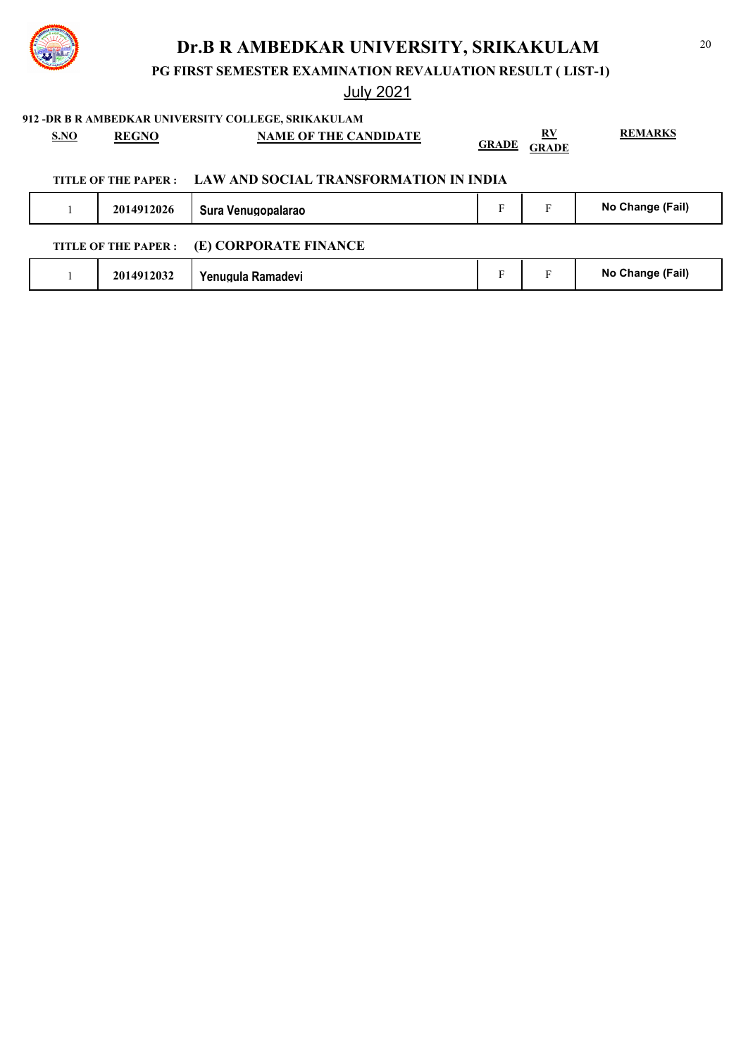# Dr.B R AMBEDKAR UNIVERSITY, SRIKAKULAM

## PG FIRST SEMESTER EXAMINATION REVALUATION RESULT ( LIST-1)

July 2021

**912 -DR B R AMBEDKAR UNIVERSITY COLLEGE, SRIKAKULAM**

**TITLE OF THE PAPER : LAW AND SOCIAL TRANSFORMATION IN INDIA**

| S.NO | REGNO | NAME OF THE CANDIDATE | GRADE | RV GRADE | REMARKS |
|---|---|---|---|---|---|
| 1 | 2014912026 | Sura Venugopalarao | F | F | No Change (Fail) |

**TITLE OF THE PAPER : (E) CORPORATE FINANCE**

| S.NO | REGNO | NAME OF THE CANDIDATE | GRADE | RV GRADE | REMARKS |
|---|---|---|---|---|---|
| 1 | 2014912032 | Yenugula Ramadevi | F | F | No Change (Fail) |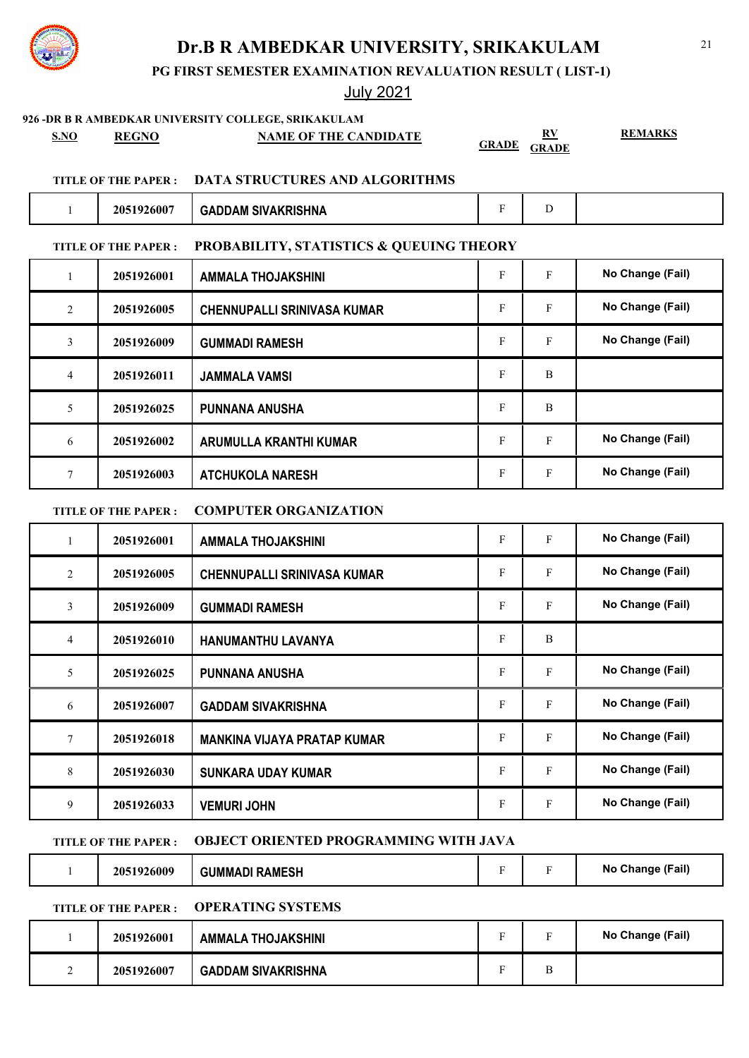# Dr.B R AMBEDKAR UNIVERSITY, SRIKAKULAM

## PG FIRST SEMESTER EXAMINATION REVALUATION RESULT ( LIST-1)

July 2021

**926 -DR B R AMBEDKAR UNIVERSITY COLLEGE, SRIKAKULAM**

**TITLE OF THE PAPER : DATA STRUCTURES AND ALGORITHMS**

| S.NO | REGNO | NAME OF THE CANDIDATE | GRADE | RV GRADE | REMARKS |
|---|---|---|---|---|---|
| 1 | 2051926007 | GADDAM SIVAKRISHNA | F | D | |

**TITLE OF THE PAPER : PROBABILITY, STATISTICS & QUEUING THEORY**

| S.NO | REGNO | NAME OF THE CANDIDATE | GRADE | RV GRADE | REMARKS |
|---|---|---|---|---|---|
| 1 | 2051926001 | AMMALA THOJAKSHINI | F | F | No Change (Fail) |
| 2 | 2051926005 | CHENNUPALLI SRINIVASA KUMAR | F | F | No Change (Fail) |
| 3 | 2051926009 | GUMMADI RAMESH | F | F | No Change (Fail) |
| 4 | 2051926011 | JAMMALA VAMSI | F | B | |
| 5 | 2051926025 | PUNNANA ANUSHA | F | B | |
| 6 | 2051926002 | ARUMULLA KRANTHI KUMAR | F | F | No Change (Fail) |
| 7 | 2051926003 | ATCHUKOLA NARESH | F | F | No Change (Fail) |

**TITLE OF THE PAPER : COMPUTER ORGANIZATION**

| S.NO | REGNO | NAME OF THE CANDIDATE | GRADE | RV GRADE | REMARKS |
|---|---|---|---|---|---|
| 1 | 2051926001 | AMMALA THOJAKSHINI | F | F | No Change (Fail) |
| 2 | 2051926005 | CHENNUPALLI SRINIVASA KUMAR | F | F | No Change (Fail) |
| 3 | 2051926009 | GUMMADI RAMESH | F | F | No Change (Fail) |
| 4 | 2051926010 | HANUMANTHU LAVANYA | F | B | |
| 5 | 2051926025 | PUNNANA ANUSHA | F | F | No Change (Fail) |
| 6 | 2051926007 | GADDAM SIVAKRISHNA | F | F | No Change (Fail) |
| 7 | 2051926018 | MANKINA VIJAYA PRATAP KUMAR | F | F | No Change (Fail) |
| 8 | 2051926030 | SUNKARA UDAY KUMAR | F | F | No Change (Fail) |
| 9 | 2051926033 | VEMURI JOHN | F | F | No Change (Fail) |

**TITLE OF THE PAPER : OBJECT ORIENTED PROGRAMMING WITH JAVA**

| S.NO | REGNO | NAME OF THE CANDIDATE | GRADE | RV GRADE | REMARKS |
|---|---|---|---|---|---|
| 1 | 2051926009 | GUMMADI RAMESH | F | F | No Change (Fail) |

**TITLE OF THE PAPER : OPERATING SYSTEMS**

| S.NO | REGNO | NAME OF THE CANDIDATE | GRADE | RV GRADE | REMARKS |
|---|---|---|---|---|---|
| 1 | 2051926001 | AMMALA THOJAKSHINI | F | F | No Change (Fail) |
| 2 | 2051926007 | GADDAM SIVAKRISHNA | F | B | |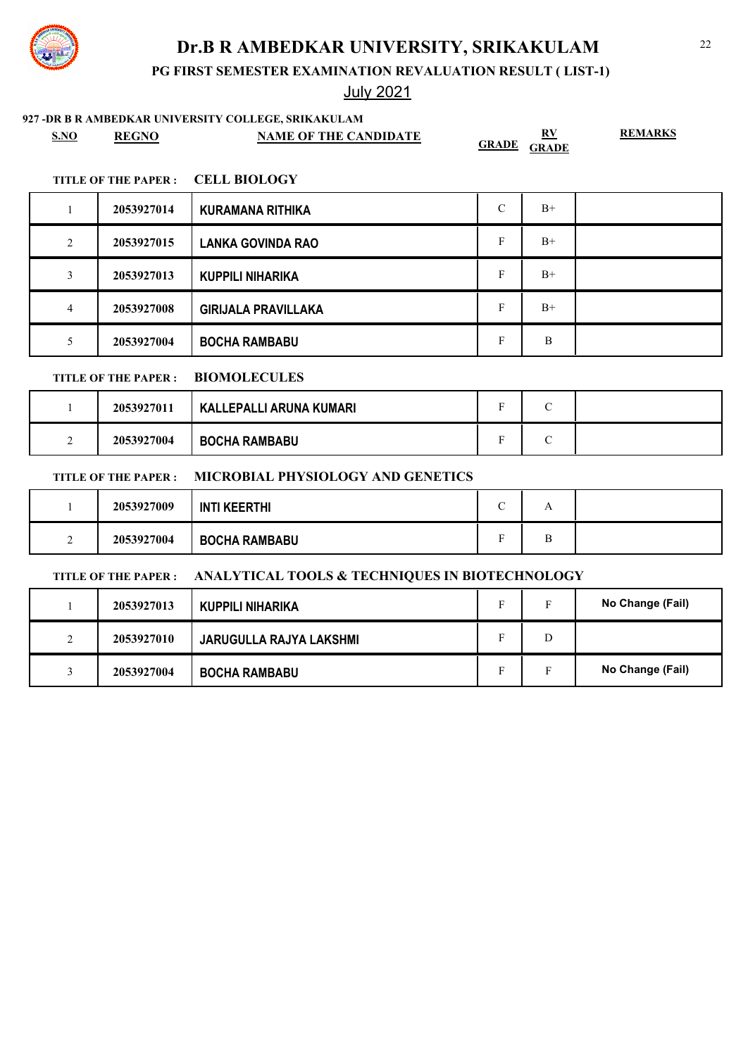# Dr.B R AMBEDKAR UNIVERSITY, SRIKAKULAM

## PG FIRST SEMESTER EXAMINATION REVALUATION RESULT ( LIST-1)

July 2021

**927 -DR B R AMBEDKAR UNIVERSITY COLLEGE, SRIKAKULAM**

**TITLE OF THE PAPER : CELL BIOLOGY**

| S.NO | REGNO | NAME OF THE CANDIDATE | GRADE | RV GRADE | REMARKS |
|---|---|---|---|---|---|
| 1 | 2053927014 | KURAMANA RITHIKA | C | B+ | |
| 2 | 2053927015 | LANKA GOVINDA RAO | F | B+ | |
| 3 | 2053927013 | KUPPILI NIHARIKA | F | B+ | |
| 4 | 2053927008 | GIRIJALA PRAVILLAKA | F | B+ | |
| 5 | 2053927004 | BOCHA RAMBABU | F | B | |

**TITLE OF THE PAPER : BIOMOLECULES**

| S.NO | REGNO | NAME OF THE CANDIDATE | GRADE | RV GRADE | REMARKS |
|---|---|---|---|---|---|
| 1 | 2053927011 | KALLEPALLI ARUNA KUMARI | F | C | |
| 2 | 2053927004 | BOCHA RAMBABU | F | C | |

**TITLE OF THE PAPER : MICROBIAL PHYSIOLOGY AND GENETICS**

| S.NO | REGNO | NAME OF THE CANDIDATE | GRADE | RV GRADE | REMARKS |
|---|---|---|---|---|---|
| 1 | 2053927009 | INTI KEERTHI | C | A | |
| 2 | 2053927004 | BOCHA RAMBABU | F | B | |

**TITLE OF THE PAPER : ANALYTICAL TOOLS & TECHNIQUES IN BIOTECHNOLOGY**

| S.NO | REGNO | NAME OF THE CANDIDATE | GRADE | RV GRADE | REMARKS |
|---|---|---|---|---|---|
| 1 | 2053927013 | KUPPILI NIHARIKA | F | F | No Change (Fail) |
| 2 | 2053927010 | JARUGULLA RAJYA LAKSHMI | F | D | |
| 3 | 2053927004 | BOCHA RAMBABU | F | F | No Change (Fail) |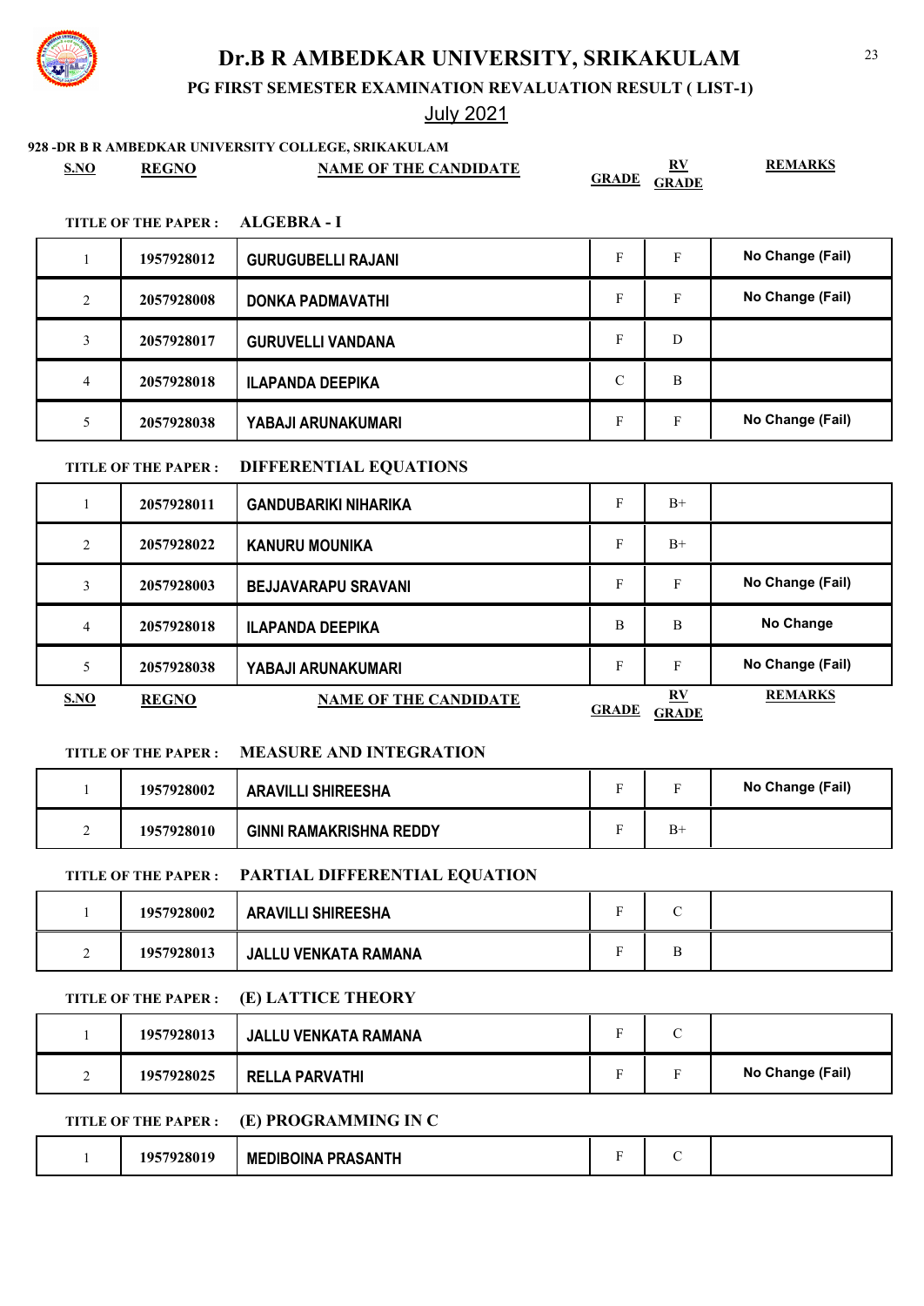# Dr.B R AMBEDKAR UNIVERSITY, SRIKAKULAM

## PG FIRST SEMESTER EXAMINATION REVALUATION RESULT ( LIST-1)

July 2021

**928 -DR B R AMBEDKAR UNIVERSITY COLLEGE, SRIKAKULAM**

**TITLE OF THE PAPER : ALGEBRA - I**

| S.NO | REGNO | NAME OF THE CANDIDATE | GRADE | RV GRADE | REMARKS |
|---|---|---|---|---|---|
| 1 | 1957928012 | GURUGUBELLI RAJANI | F | F | No Change (Fail) |
| 2 | 2057928008 | DONKA PADMAVATHI | F | F | No Change (Fail) |
| 3 | 2057928017 | GURUVELLI VANDANA | F | D | |
| 4 | 2057928018 | ILAPANDA DEEPIKA | C | B | |
| 5 | 2057928038 | YABAJI ARUNAKUMARI | F | F | No Change (Fail) |

**TITLE OF THE PAPER : DIFFERENTIAL EQUATIONS**

| S.NO | REGNO | NAME OF THE CANDIDATE | GRADE | RV GRADE | REMARKS |
|---|---|---|---|---|---|
| 1 | 2057928011 | GANDUBARIKI NIHARIKA | F | B+ | |
| 2 | 2057928022 | KANURU MOUNIKA | F | B+ | |
| 3 | 2057928003 | BEJJAVARAPU SRAVANI | F | F | No Change (Fail) |
| 4 | 2057928018 | ILAPANDA DEEPIKA | B | B | No Change |
| 5 | 2057928038 | YABAJI ARUNAKUMARI | F | F | No Change (Fail) |

**TITLE OF THE PAPER : MEASURE AND INTEGRATION**

| S.NO | REGNO | NAME OF THE CANDIDATE | GRADE | RV GRADE | REMARKS |
|---|---|---|---|---|---|
| 1 | 1957928002 | ARAVILLI SHIREESHA | F | F | No Change (Fail) |
| 2 | 1957928010 | GINNI RAMAKRISHNA REDDY | F | B+ | |

**TITLE OF THE PAPER : PARTIAL DIFFERENTIAL EQUATION**

| S.NO | REGNO | NAME OF THE CANDIDATE | GRADE | RV GRADE | REMARKS |
|---|---|---|---|---|---|
| 1 | 1957928002 | ARAVILLI SHIREESHA | F | C | |
| 2 | 1957928013 | JALLU VENKATA RAMANA | F | B | |

**TITLE OF THE PAPER : (E) LATTICE THEORY**

| S.NO | REGNO | NAME OF THE CANDIDATE | GRADE | RV GRADE | REMARKS |
|---|---|---|---|---|---|
| 1 | 1957928013 | JALLU VENKATA RAMANA | F | C | |
| 2 | 1957928025 | RELLA PARVATHI | F | F | No Change (Fail) |

**TITLE OF THE PAPER : (E) PROGRAMMING IN C**

| S.NO | REGNO | NAME OF THE CANDIDATE | GRADE | RV GRADE | REMARKS |
|---|---|---|---|---|---|
| 1 | 1957928019 | MEDIBOINA PRASANTH | F | C | |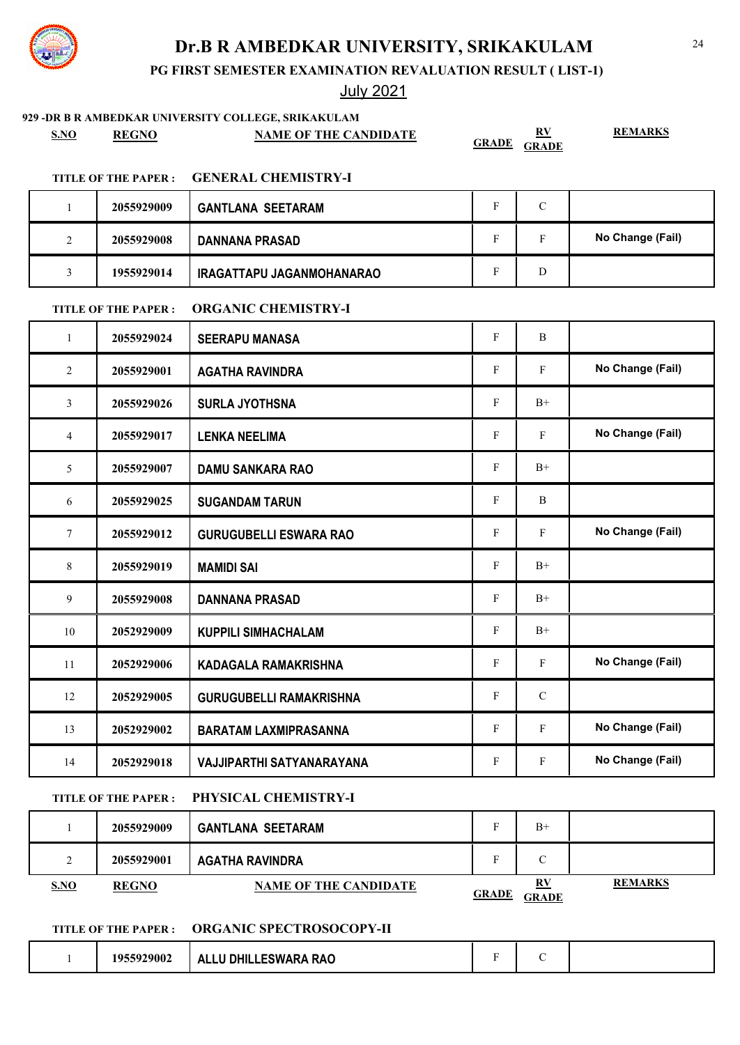# Dr.B R AMBEDKAR UNIVERSITY, SRIKAKULAM

## PG FIRST SEMESTER EXAMINATION REVALUATION RESULT ( LIST-1)

July 2021

### 929 -DR B R AMBEDKAR UNIVERSITY COLLEGE, SRIKAKULAM

**TITLE OF THE PAPER : GENERAL CHEMISTRY-I**

| S.NO | REGNO | NAME OF THE CANDIDATE | GRADE | RV GRADE | REMARKS |
|---|---|---|---|---|---|
| 1 | 2055929009 | GANTLANA SEETARAM | F | C | |
| 2 | 2055929008 | DANNANA PRASAD | F | F | No Change (Fail) |
| 3 | 1955929014 | IRAGATTAPU JAGANMOHANARAO | F | D | |

**TITLE OF THE PAPER : ORGANIC CHEMISTRY-I**

| S.NO | REGNO | NAME OF THE CANDIDATE | GRADE | RV GRADE | REMARKS |
|---|---|---|---|---|---|
| 1 | 2055929024 | SEERAPU MANASA | F | B | |
| 2 | 2055929001 | AGATHA RAVINDRA | F | F | No Change (Fail) |
| 3 | 2055929026 | SURLA JYOTHSNA | F | B+ | |
| 4 | 2055929017 | LENKA NEELIMA | F | F | No Change (Fail) |
| 5 | 2055929007 | DAMU SANKARA RAO | F | B+ | |
| 6 | 2055929025 | SUGANDAM TARUN | F | B | |
| 7 | 2055929012 | GURUGUBELLI ESWARA RAO | F | F | No Change (Fail) |
| 8 | 2055929019 | MAMIDI SAI | F | B+ | |
| 9 | 2055929008 | DANNANA PRASAD | F | B+ | |
| 10 | 2052929009 | KUPPILI SIMHACHALAM | F | B+ | |
| 11 | 2052929006 | KADAGALA RAMAKRISHNA | F | F | No Change (Fail) |
| 12 | 2052929005 | GURUGUBELLI RAMAKRISHNA | F | C | |
| 13 | 2052929002 | BARATAM LAXMIPRASANNA | F | F | No Change (Fail) |
| 14 | 2052929018 | VAJJIPARTHI SATYANARAYANA | F | F | No Change (Fail) |

**TITLE OF THE PAPER : PHYSICAL CHEMISTRY-I**

| S.NO | REGNO | NAME OF THE CANDIDATE | GRADE | RV GRADE | REMARKS |
|---|---|---|---|---|---|
| 1 | 2055929009 | GANTLANA SEETARAM | F | B+ | |
| 2 | 2055929001 | AGATHA RAVINDRA | F | C | |

**TITLE OF THE PAPER : ORGANIC SPECTROSOCOPY-II**

| S.NO | REGNO | NAME OF THE CANDIDATE | GRADE | RV GRADE | REMARKS |
|---|---|---|---|---|---|
| 1 | 1955929002 | ALLU DHILLESWARA RAO | F | C | |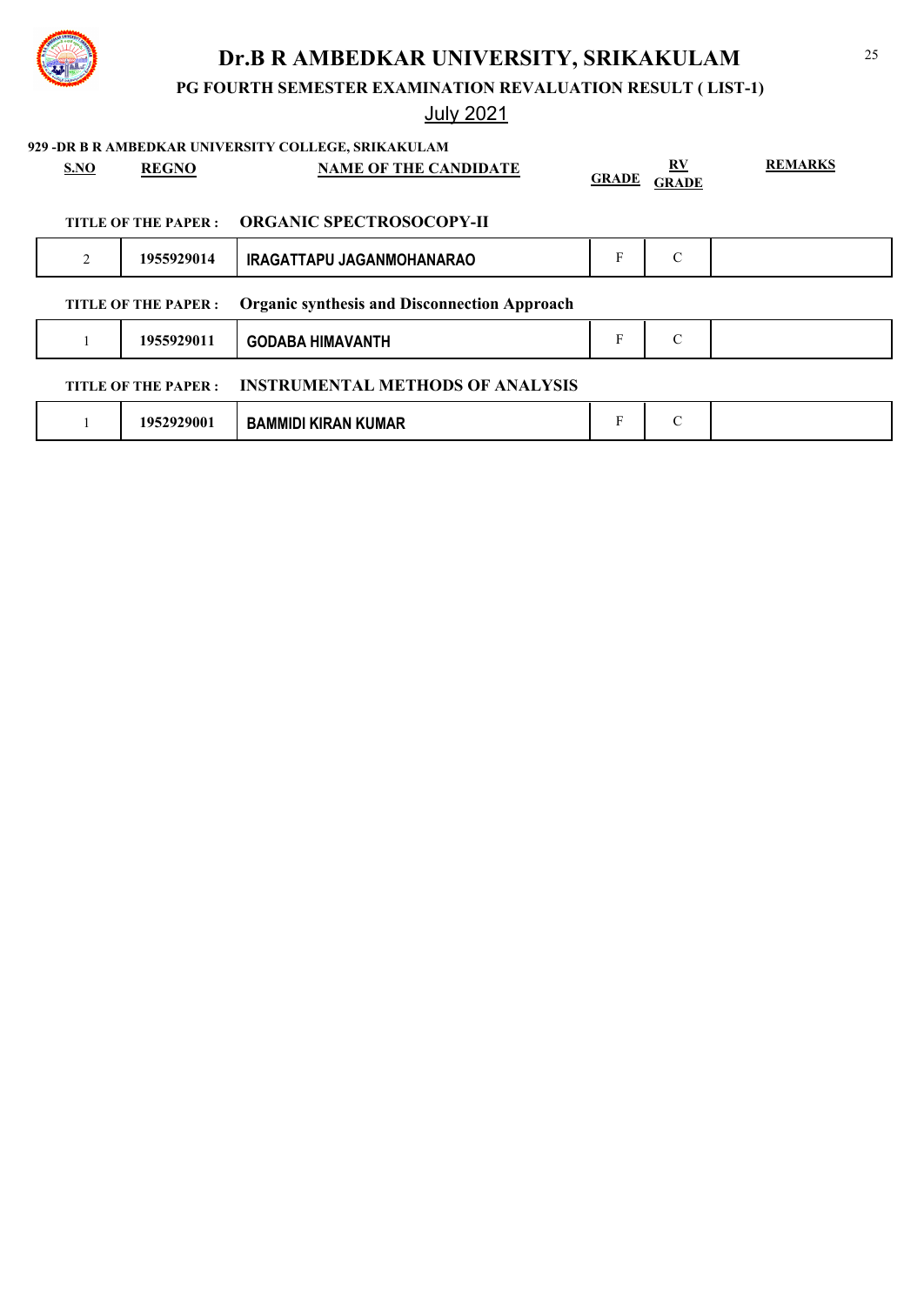# Dr.B R AMBEDKAR UNIVERSITY, SRIKAKULAM

## PG FOURTH SEMESTER EXAMINATION REVALUATION RESULT ( LIST-1)

July 2021

**929 -DR B R AMBEDKAR UNIVERSITY COLLEGE, SRIKAKULAM**

**TITLE OF THE PAPER : ORGANIC SPECTROSOCOPY-II**

| S.NO | REGNO | NAME OF THE CANDIDATE | GRADE | RV GRADE | REMARKS |
|---|---|---|---|---|---|
| 2 | 1955929014 | IRAGATTAPU JAGANMOHANARAO | F | C | |

**TITLE OF THE PAPER : Organic synthesis and Disconnection Approach**

| S.NO | REGNO | NAME OF THE CANDIDATE | GRADE | RV GRADE | REMARKS |
|---|---|---|---|---|---|
| 1 | 1955929011 | GODABA HIMAVANTH | F | C | |

**TITLE OF THE PAPER : INSTRUMENTAL METHODS OF ANALYSIS**

| S.NO | REGNO | NAME OF THE CANDIDATE | GRADE | RV GRADE | REMARKS |
|---|---|---|---|---|---|
| 1 | 1952929001 | BAMMIDI KIRAN KUMAR | F | C | |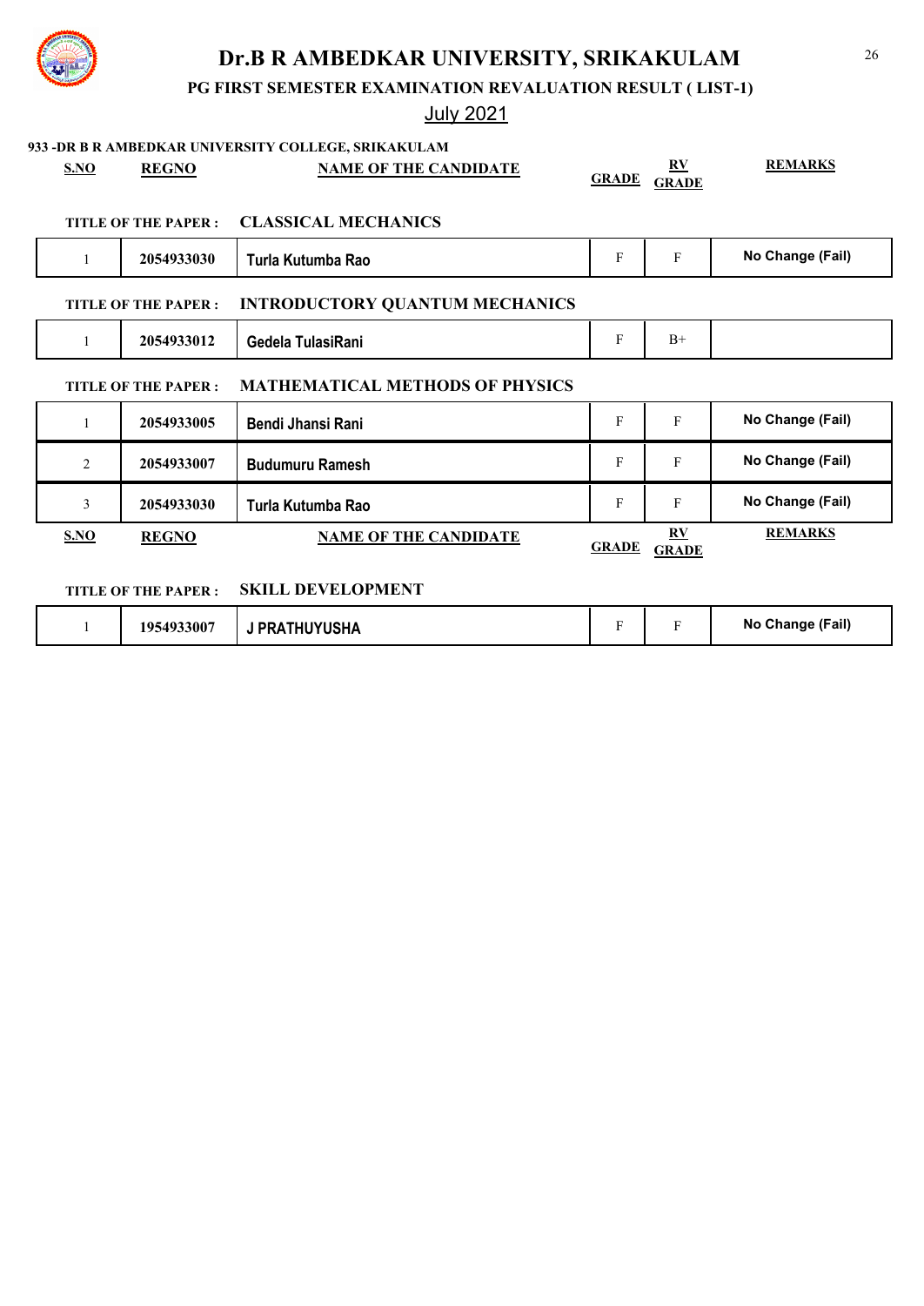# Dr.B R AMBEDKAR UNIVERSITY, SRIKAKULAM

## PG FIRST SEMESTER EXAMINATION REVALUATION RESULT ( LIST-1)

July 2021

**933 -DR B R AMBEDKAR UNIVERSITY COLLEGE, SRIKAKULAM**

**TITLE OF THE PAPER : CLASSICAL MECHANICS**

| S.NO | REGNO | NAME OF THE CANDIDATE | GRADE | RV GRADE | REMARKS |
|---|---|---|---|---|---|
| 1 | 2054933030 | Turla Kutumba Rao | F | F | No Change (Fail) |

**TITLE OF THE PAPER : INTRODUCTORY QUANTUM MECHANICS**

| S.NO | REGNO | NAME OF THE CANDIDATE | GRADE | RV GRADE | REMARKS |
|---|---|---|---|---|---|
| 1 | 2054933012 | Gedela TulasiRani | F | B+ | |

**TITLE OF THE PAPER : MATHEMATICAL METHODS OF PHYSICS**

| S.NO | REGNO | NAME OF THE CANDIDATE | GRADE | RV GRADE | REMARKS |
|---|---|---|---|---|---|
| 1 | 2054933005 | Bendi Jhansi Rani | F | F | No Change (Fail) |
| 2 | 2054933007 | Budumuru Ramesh | F | F | No Change (Fail) |
| 3 | 2054933030 | Turla Kutumba Rao | F | F | No Change (Fail) |

**TITLE OF THE PAPER : SKILL DEVELOPMENT**

| S.NO | REGNO | NAME OF THE CANDIDATE | GRADE | RV GRADE | REMARKS |
|---|---|---|---|---|---|
| 1 | 1954933007 | J PRATHUYUSHA | F | F | No Change (Fail) |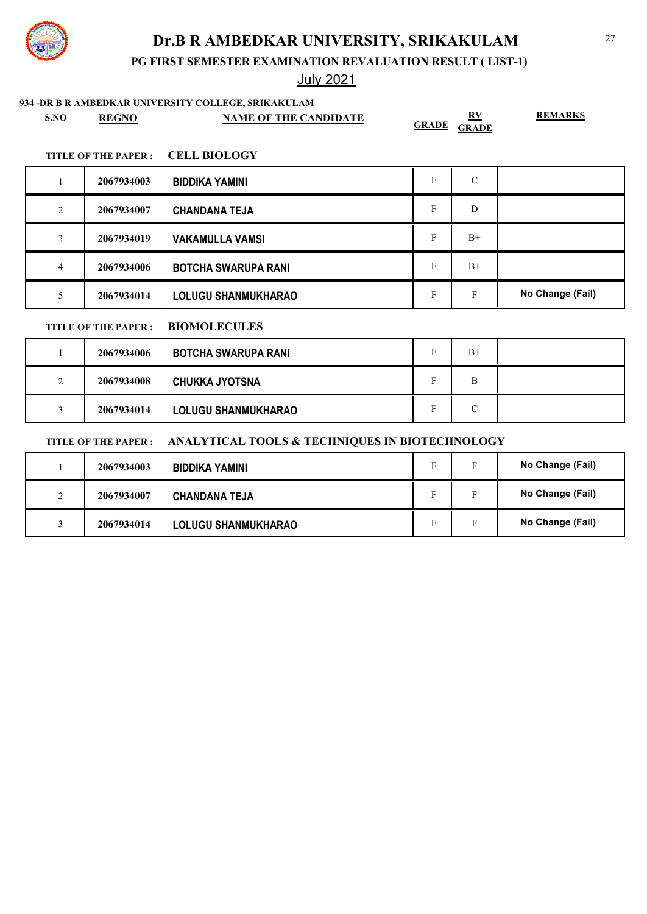# Dr.B R AMBEDKAR UNIVERSITY, SRIKAKULAM

**PG FIRST SEMESTER EXAMINATION REVALUATION RESULT ( LIST-1)**

July 2021

**934 -DR B R AMBEDKAR UNIVERSITY COLLEGE, SRIKAKULAM**

**TITLE OF THE PAPER : CELL BIOLOGY**

| S.NO | REGNO | NAME OF THE CANDIDATE | GRADE | RV GRADE | REMARKS |
|---|---|---|---|---|---|
| 1 | 2067934003 | BIDDIKA YAMINI | F | C | |
| 2 | 2067934007 | CHANDANA TEJA | F | D | |
| 3 | 2067934019 | VAKAMULLA VAMSI | F | B+ | |
| 4 | 2067934006 | BOTCHA SWARUPA RANI | F | B+ | |
| 5 | 2067934014 | LOLUGU SHANMUKHARAO | F | F | No Change (Fail) |

**TITLE OF THE PAPER : BIOMOLECULES**

| S.NO | REGNO | NAME OF THE CANDIDATE | GRADE | RV GRADE | REMARKS |
|---|---|---|---|---|---|
| 1 | 2067934006 | BOTCHA SWARUPA RANI | F | B+ | |
| 2 | 2067934008 | CHUKKA JYOTSNA | F | B | |
| 3 | 2067934014 | LOLUGU SHANMUKHARAO | F | C | |

**TITLE OF THE PAPER : ANALYTICAL TOOLS & TECHNIQUES IN BIOTECHNOLOGY**

| S.NO | REGNO | NAME OF THE CANDIDATE | GRADE | RV GRADE | REMARKS |
|---|---|---|---|---|---|
| 1 | 2067934003 | BIDDIKA YAMINI | F | F | No Change (Fail) |
| 2 | 2067934007 | CHANDANA TEJA | F | F | No Change (Fail) |
| 3 | 2067934014 | LOLUGU SHANMUKHARAO | F | F | No Change (Fail) |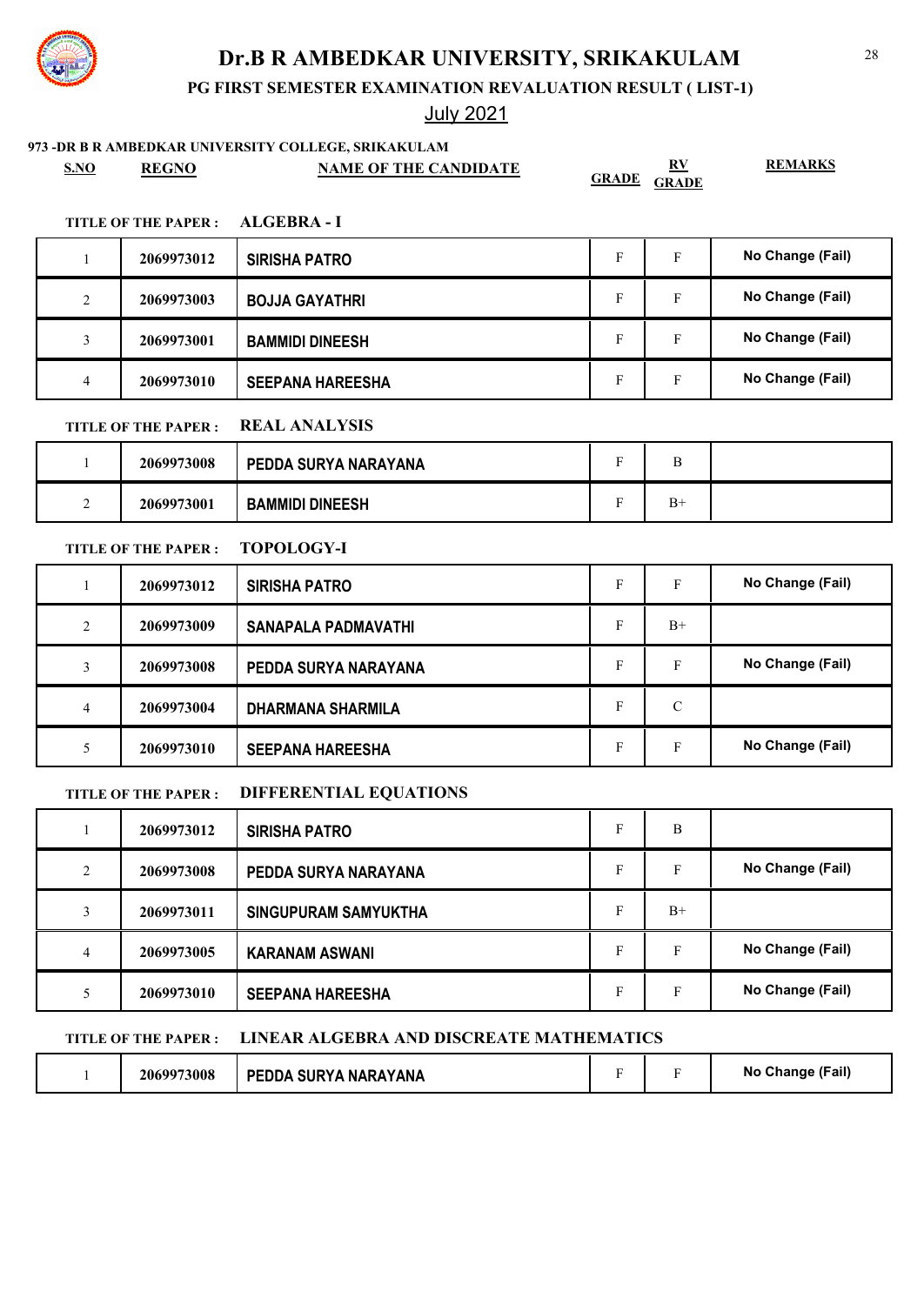# Dr.B R AMBEDKAR UNIVERSITY, SRIKAKULAM

## PG FIRST SEMESTER EXAMINATION REVALUATION RESULT ( LIST-1)

July 2021

**973 -DR B R AMBEDKAR UNIVERSITY COLLEGE, SRIKAKULAM**

**TITLE OF THE PAPER : ALGEBRA - I**

| S.NO | REGNO | NAME OF THE CANDIDATE | GRADE | RV GRADE | REMARKS |
|---|---|---|---|---|---|
| 1 | 2069973012 | SIRISHA PATRO | F | F | No Change (Fail) |
| 2 | 2069973003 | BOJJA GAYATHRI | F | F | No Change (Fail) |
| 3 | 2069973001 | BAMMIDI DINEESH | F | F | No Change (Fail) |
| 4 | 2069973010 | SEEPANA HAREESHA | F | F | No Change (Fail) |

**TITLE OF THE PAPER : REAL ANALYSIS**

| S.NO | REGNO | NAME OF THE CANDIDATE | GRADE | RV GRADE | REMARKS |
|---|---|---|---|---|---|
| 1 | 2069973008 | PEDDA SURYA NARAYANA | F | B | |
| 2 | 2069973001 | BAMMIDI DINEESH | F | B+ | |

**TITLE OF THE PAPER : TOPOLOGY-I**

| S.NO | REGNO | NAME OF THE CANDIDATE | GRADE | RV GRADE | REMARKS |
|---|---|---|---|---|---|
| 1 | 2069973012 | SIRISHA PATRO | F | F | No Change (Fail) |
| 2 | 2069973009 | SANAPALA PADMAVATHI | F | B+ | |
| 3 | 2069973008 | PEDDA SURYA NARAYANA | F | F | No Change (Fail) |
| 4 | 2069973004 | DHARMANA SHARMILA | F | C | |
| 5 | 2069973010 | SEEPANA HAREESHA | F | F | No Change (Fail) |

**TITLE OF THE PAPER : DIFFERENTIAL EQUATIONS**

| S.NO | REGNO | NAME OF THE CANDIDATE | GRADE | RV GRADE | REMARKS |
|---|---|---|---|---|---|
| 1 | 2069973012 | SIRISHA PATRO | F | B | |
| 2 | 2069973008 | PEDDA SURYA NARAYANA | F | F | No Change (Fail) |
| 3 | 2069973011 | SINGUPURAM SAMYUKTHA | F | B+ | |
| 4 | 2069973005 | KARANAM ASWANI | F | F | No Change (Fail) |
| 5 | 2069973010 | SEEPANA HAREESHA | F | F | No Change (Fail) |

**TITLE OF THE PAPER : LINEAR ALGEBRA AND DISCREATE MATHEMATICS**

| S.NO | REGNO | NAME OF THE CANDIDATE | GRADE | RV GRADE | REMARKS |
|---|---|---|---|---|---|
| 1 | 2069973008 | PEDDA SURYA NARAYANA | F | F | No Change (Fail) |